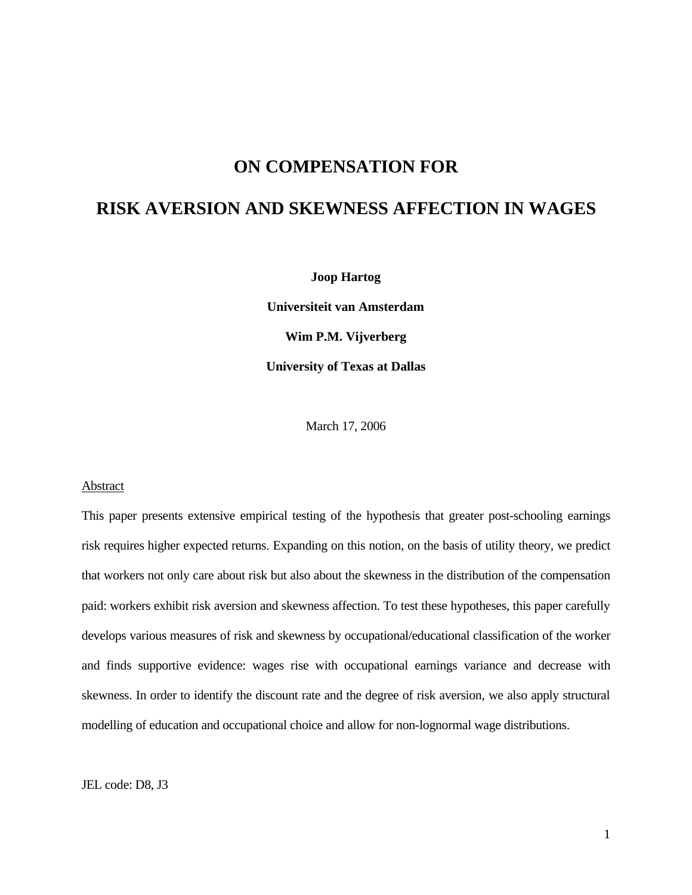# ON COMPENSATION FOR
# RISK AVERSION AND SKEWNESS AFFECTION IN WAGES

**Joop Hartog**

**Universiteit van Amsterdam**

**Wim P.M. Vijverberg**

**University of Texas at Dallas**

March 17, 2006

Abstract

This paper presents extensive empirical testing of the hypothesis that greater post-schooling earnings risk requires higher expected returns. Expanding on this notion, on the basis of utility theory, we predict that workers not only care about risk but also about the skewness in the distribution of the compensation paid: workers exhibit risk aversion and skewness affection. To test these hypotheses, this paper carefully develops various measures of risk and skewness by occupational/educational classification of the worker and finds supportive evidence: wages rise with occupational earnings variance and decrease with skewness. In order to identify the discount rate and the degree of risk aversion, we also apply structural modelling of education and occupational choice and allow for non-lognormal wage distributions.

JEL code: D8, J3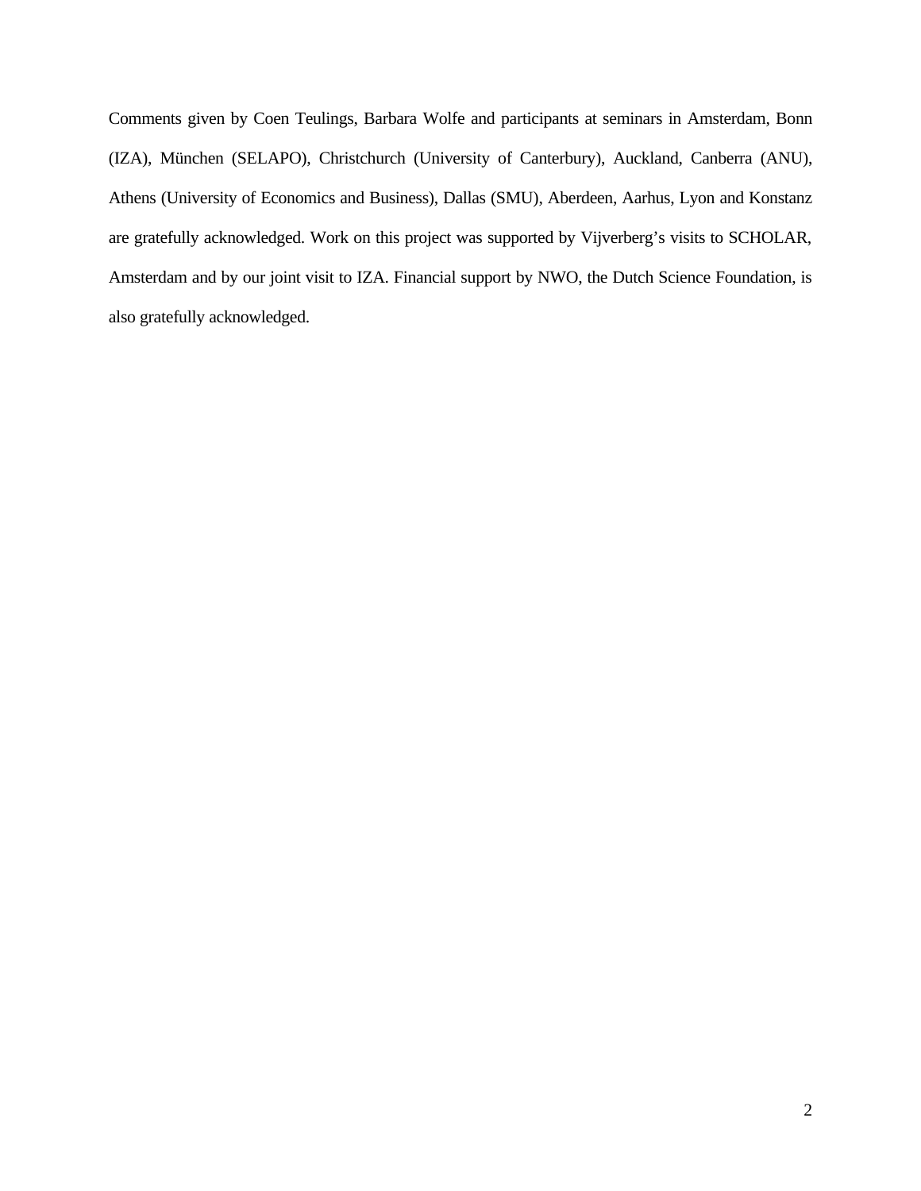Comments given by Coen Teulings, Barbara Wolfe and participants at seminars in Amsterdam, Bonn (IZA), München (SELAPO), Christchurch (University of Canterbury), Auckland, Canberra (ANU), Athens (University of Economics and Business), Dallas (SMU), Aberdeen, Aarhus, Lyon and Konstanz are gratefully acknowledged. Work on this project was supported by Vijverberg's visits to SCHOLAR, Amsterdam and by our joint visit to IZA. Financial support by NWO, the Dutch Science Foundation, is also gratefully acknowledged.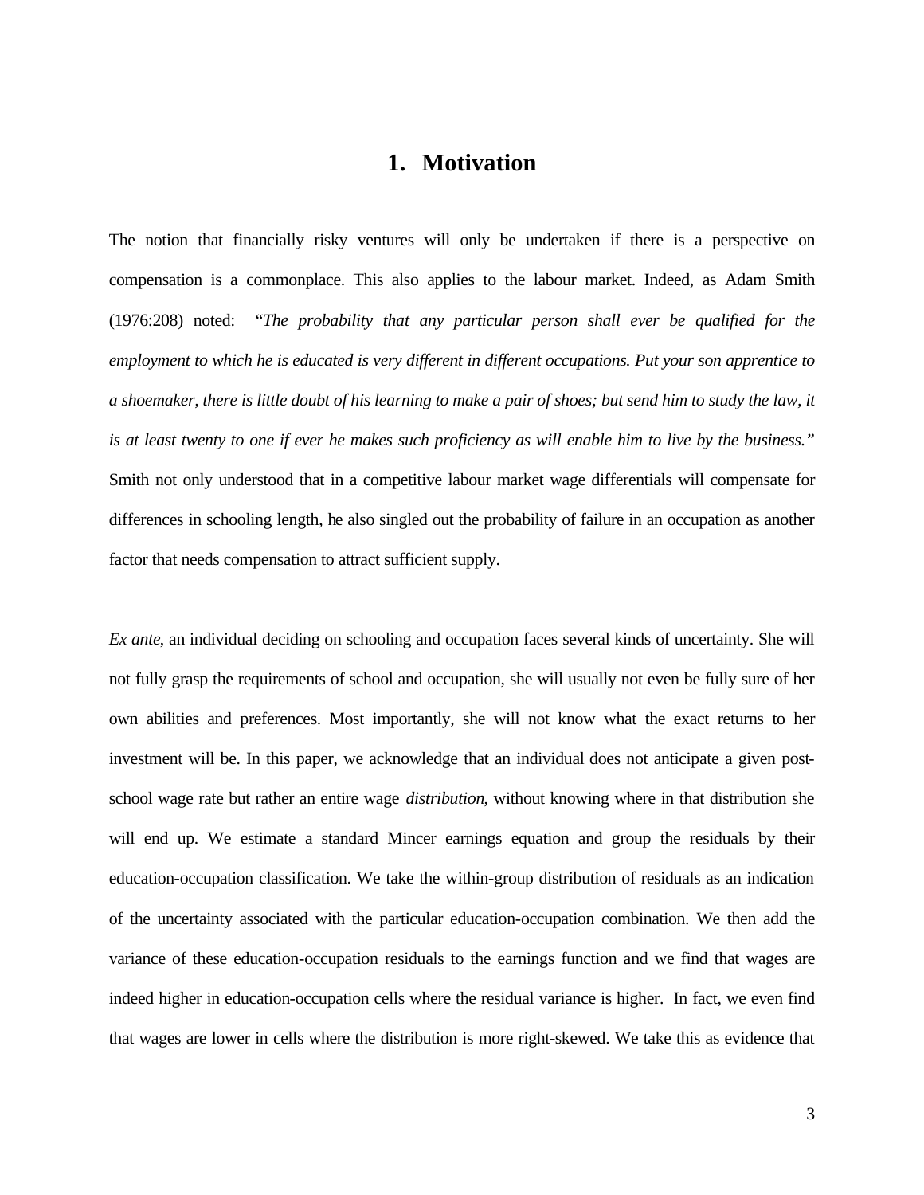# 1. Motivation

The notion that financially risky ventures will only be undertaken if there is a perspective on compensation is a commonplace. This also applies to the labour market. Indeed, as Adam Smith (1976:208) noted: "*The probability that any particular person shall ever be qualified for the employment to which he is educated is very different in different occupations. Put your son apprentice to a shoemaker, there is little doubt of his learning to make a pair of shoes; but send him to study the law, it is at least twenty to one if ever he makes such proficiency as will enable him to live by the business.*" Smith not only understood that in a competitive labour market wage differentials will compensate for differences in schooling length, he also singled out the probability of failure in an occupation as another factor that needs compensation to attract sufficient supply.

*Ex ante*, an individual deciding on schooling and occupation faces several kinds of uncertainty. She will not fully grasp the requirements of school and occupation, she will usually not even be fully sure of her own abilities and preferences. Most importantly, she will not know what the exact returns to her investment will be. In this paper, we acknowledge that an individual does not anticipate a given post-school wage rate but rather an entire wage *distribution*, without knowing where in that distribution she will end up. We estimate a standard Mincer earnings equation and group the residuals by their education-occupation classification. We take the within-group distribution of residuals as an indication of the uncertainty associated with the particular education-occupation combination. We then add the variance of these education-occupation residuals to the earnings function and we find that wages are indeed higher in education-occupation cells where the residual variance is higher. In fact, we even find that wages are lower in cells where the distribution is more right-skewed. We take this as evidence that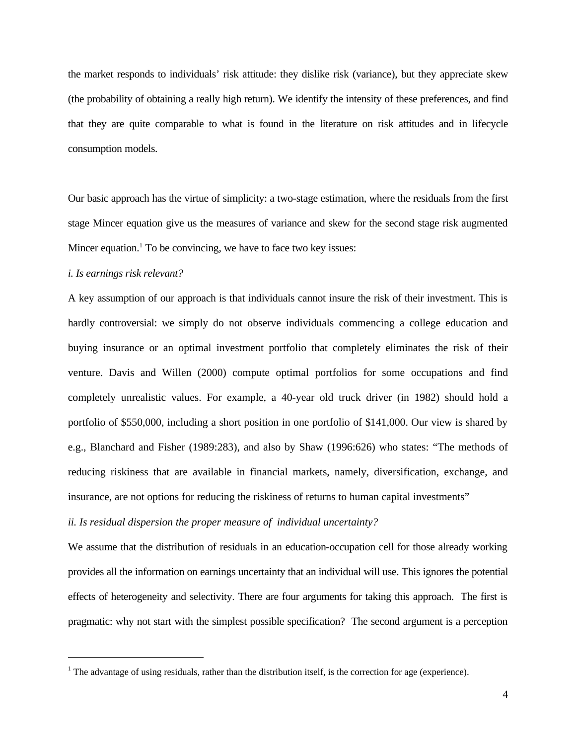the market responds to individuals' risk attitude: they dislike risk (variance), but they appreciate skew (the probability of obtaining a really high return). We identify the intensity of these preferences, and find that they are quite comparable to what is found in the literature on risk attitudes and in lifecycle consumption models.

Our basic approach has the virtue of simplicity: a two-stage estimation, where the residuals from the first stage Mincer equation give us the measures of variance and skew for the second stage risk augmented Mincer equation.[1] To be convincing, we have to face two key issues:

*i. Is earnings risk relevant?*

A key assumption of our approach is that individuals cannot insure the risk of their investment. This is hardly controversial: we simply do not observe individuals commencing a college education and buying insurance or an optimal investment portfolio that completely eliminates the risk of their venture. Davis and Willen (2000) compute optimal portfolios for some occupations and find completely unrealistic values. For example, a 40-year old truck driver (in 1982) should hold a portfolio of $550,000, including a short position in one portfolio of $141,000. Our view is shared by e.g., Blanchard and Fisher (1989:283), and also by Shaw (1996:626) who states: "The methods of reducing riskiness that are available in financial markets, namely, diversification, exchange, and insurance, are not options for reducing the riskiness of returns to human capital investments"

*ii. Is residual dispersion the proper measure of individual uncertainty?*

We assume that the distribution of residuals in an education-occupation cell for those already working provides all the information on earnings uncertainty that an individual will use. This ignores the potential effects of heterogeneity and selectivity. There are four arguments for taking this approach. The first is pragmatic: why not start with the simplest possible specification? The second argument is a perception

[1] The advantage of using residuals, rather than the distribution itself, is the correction for age (experience).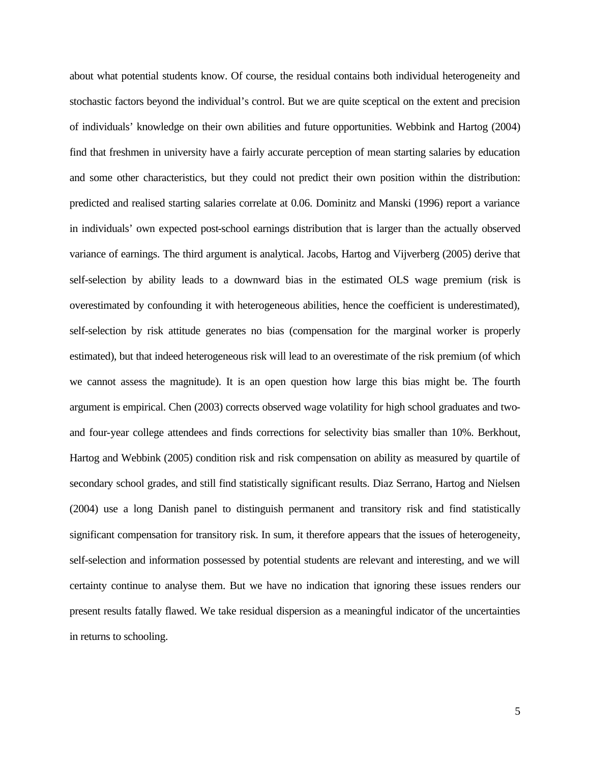about what potential students know. Of course, the residual contains both individual heterogeneity and stochastic factors beyond the individual's control. But we are quite sceptical on the extent and precision of individuals' knowledge on their own abilities and future opportunities. Webbink and Hartog (2004) find that freshmen in university have a fairly accurate perception of mean starting salaries by education and some other characteristics, but they could not predict their own position within the distribution: predicted and realised starting salaries correlate at 0.06. Dominitz and Manski (1996) report a variance in individuals' own expected post-school earnings distribution that is larger than the actually observed variance of earnings. The third argument is analytical. Jacobs, Hartog and Vijverberg (2005) derive that self-selection by ability leads to a downward bias in the estimated OLS wage premium (risk is overestimated by confounding it with heterogeneous abilities, hence the coefficient is underestimated), self-selection by risk attitude generates no bias (compensation for the marginal worker is properly estimated), but that indeed heterogeneous risk will lead to an overestimate of the risk premium (of which we cannot assess the magnitude). It is an open question how large this bias might be. The fourth argument is empirical. Chen (2003) corrects observed wage volatility for high school graduates and two- and four-year college attendees and finds corrections for selectivity bias smaller than 10%. Berkhout, Hartog and Webbink (2005) condition risk and risk compensation on ability as measured by quartile of secondary school grades, and still find statistically significant results. Diaz Serrano, Hartog and Nielsen (2004) use a long Danish panel to distinguish permanent and transitory risk and find statistically significant compensation for transitory risk. In sum, it therefore appears that the issues of heterogeneity, self-selection and information possessed by potential students are relevant and interesting, and we will certainty continue to analyse them. But we have no indication that ignoring these issues renders our present results fatally flawed. We take residual dispersion as a meaningful indicator of the uncertainties in returns to schooling.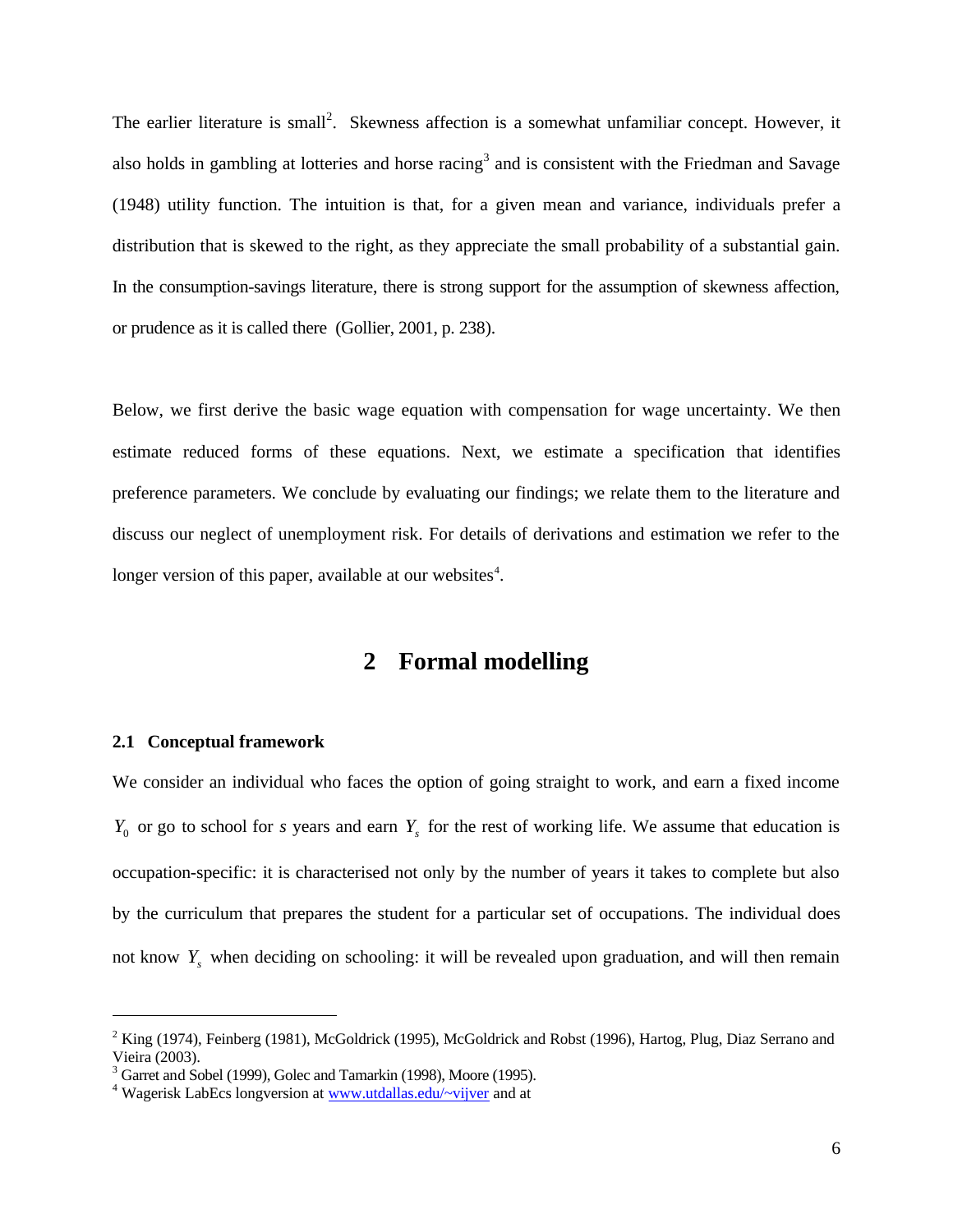The earlier literature is small[2]. Skewness affection is a somewhat unfamiliar concept. However, it also holds in gambling at lotteries and horse racing[3] and is consistent with the Friedman and Savage (1948) utility function. The intuition is that, for a given mean and variance, individuals prefer a distribution that is skewed to the right, as they appreciate the small probability of a substantial gain. In the consumption-savings literature, there is strong support for the assumption of skewness affection, or prudence as it is called there (Gollier, 2001, p. 238).

Below, we first derive the basic wage equation with compensation for wage uncertainty. We then estimate reduced forms of these equations. Next, we estimate a specification that identifies preference parameters. We conclude by evaluating our findings; we relate them to the literature and discuss our neglect of unemployment risk. For details of derivations and estimation we refer to the longer version of this paper, available at our websites[4].

# 2 Formal modelling

### 2.1 Conceptual framework

We consider an individual who faces the option of going straight to work, and earn a fixed income $Y_0$ or go to school for $s$ years and earn $Y_s$ for the rest of working life. We assume that education is occupation-specific: it is characterised not only by the number of years it takes to complete but also by the curriculum that prepares the student for a particular set of occupations. The individual does not know $Y_s$ when deciding on schooling: it will be revealed upon graduation, and will then remain

---

[2] King (1974), Feinberg (1981), McGoldrick (1995), McGoldrick and Robst (1996), Hartog, Plug, Diaz Serrano and Vieira (2003).

[3] Garret and Sobel (1999), Golec and Tamarkin (1998), Moore (1995).

[4] Wagerisk LabEcs longversion at www.utdallas.edu/~vijver and at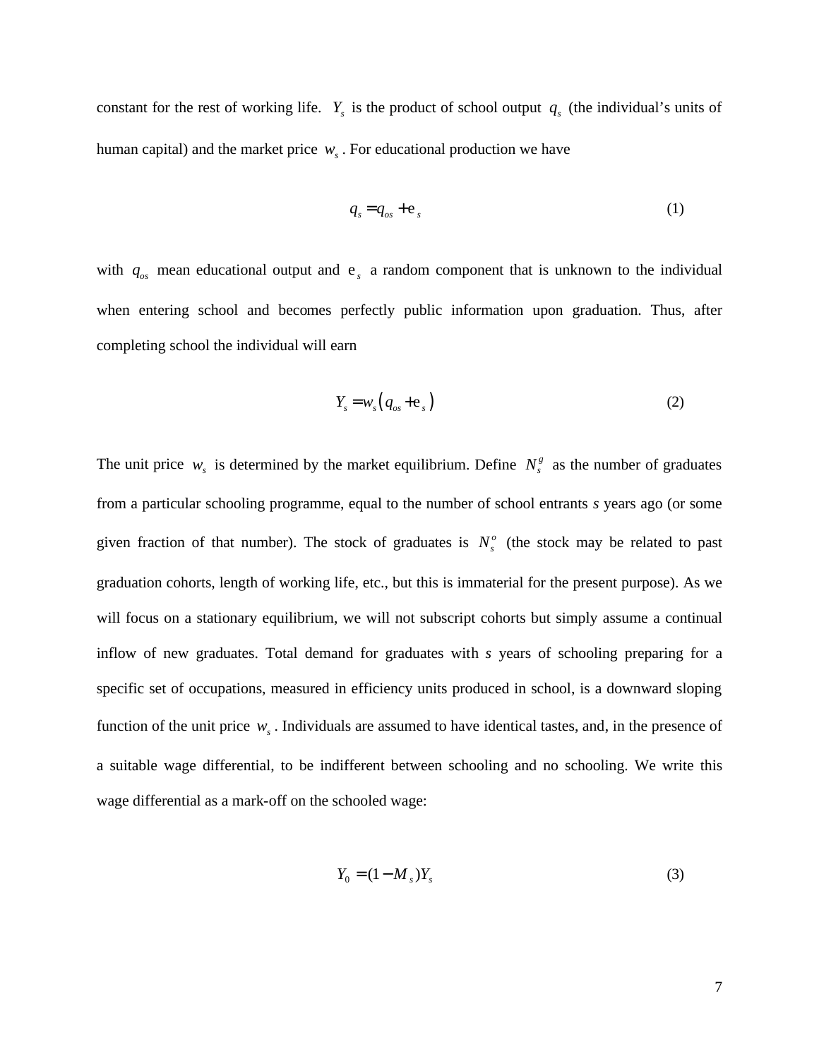constant for the rest of working life. $Y_s$ is the product of school output $q_s$ (the individual's units of human capital) and the market price $w_s$. For educational production we have

$$q_s = q_{os} + \varepsilon_s \tag{1}$$

with $q_{os}$ mean educational output and $\varepsilon_s$ a random component that is unknown to the individual when entering school and becomes perfectly public information upon graduation. Thus, after completing school the individual will earn

$$Y_s = w_s \left( q_{os} + \varepsilon_s \right) \tag{2}$$

The unit price $w_s$ is determined by the market equilibrium. Define $N_s^g$ as the number of graduates from a particular schooling programme, equal to the number of school entrants *s* years ago (or some given fraction of that number). The stock of graduates is $N_s^o$ (the stock may be related to past graduation cohorts, length of working life, etc., but this is immaterial for the present purpose). As we will focus on a stationary equilibrium, we will not subscript cohorts but simply assume a continual inflow of new graduates. Total demand for graduates with *s* years of schooling preparing for a specific set of occupations, measured in efficiency units produced in school, is a downward sloping function of the unit price $w_s$. Individuals are assumed to have identical tastes, and, in the presence of a suitable wage differential, to be indifferent between schooling and no schooling. We write this wage differential as a mark-off on the schooled wage:

$$Y_0 = (1 - M_s) Y_s \tag{3}$$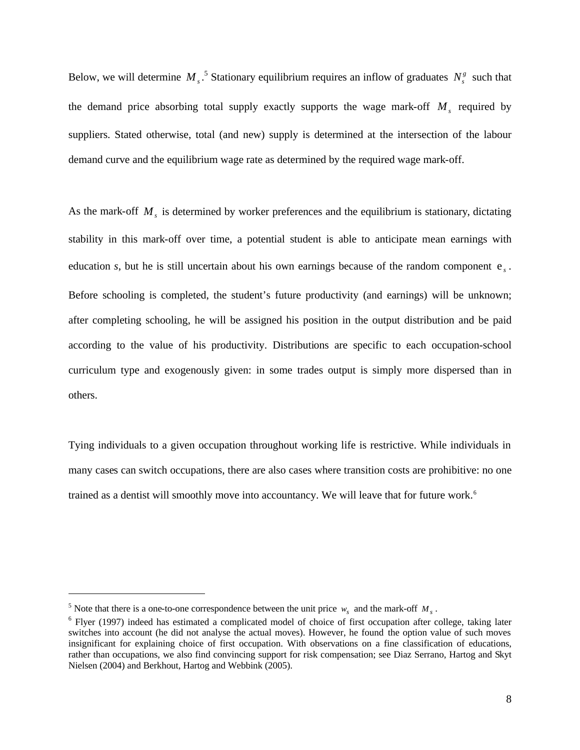Below, we will determine $M_s$.[5] Stationary equilibrium requires an inflow of graduates $N_s^g$ such that the demand price absorbing total supply exactly supports the wage mark-off $M_s$ required by suppliers. Stated otherwise, total (and new) supply is determined at the intersection of the labour demand curve and the equilibrium wage rate as determined by the required wage mark-off.

As the mark-off $M_s$ is determined by worker preferences and the equilibrium is stationary, dictating stability in this mark-off over time, a potential student is able to anticipate mean earnings with education *s*, but he is still uncertain about his own earnings because of the random component $\varepsilon_s$. Before schooling is completed, the student's future productivity (and earnings) will be unknown; after completing schooling, he will be assigned his position in the output distribution and be paid according to the value of his productivity. Distributions are specific to each occupation-school curriculum type and exogenously given: in some trades output is simply more dispersed than in others.

Tying individuals to a given occupation throughout working life is restrictive. While individuals in many cases can switch occupations, there are also cases where transition costs are prohibitive: no one trained as a dentist will smoothly move into accountancy. We will leave that for future work.[6]

---

[5] Note that there is a one-to-one correspondence between the unit price $w_s$ and the mark-off $M_s$.

[6] Flyer (1997) indeed has estimated a complicated model of choice of first occupation after college, taking later switches into account (he did not analyse the actual moves). However, he found the option value of such moves insignificant for explaining choice of first occupation. With observations on a fine classification of educations, rather than occupations, we also find convincing support for risk compensation; see Diaz Serrano, Hartog and Skyt Nielsen (2004) and Berkhout, Hartog and Webbink (2005).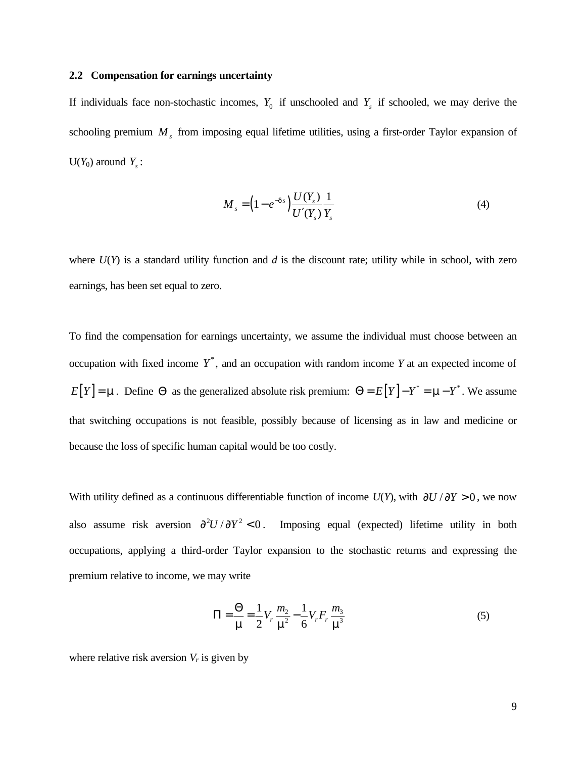### 2.2 Compensation for earnings uncertainty

If individuals face non-stochastic incomes, $Y_0$ if unschooled and $Y_s$ if schooled, we may derive the schooling premium $M_s$ from imposing equal lifetime utilities, using a first-order Taylor expansion of U($Y_0$) around $Y_s$:

$$M_s = \left(1 - e^{-\delta s}\right) \frac{U(Y_s)}{U'(Y_s)} \frac{1}{Y_s} \tag{4}$$

where $U(Y)$ is a standard utility function and *d* is the discount rate; utility while in school, with zero earnings, has been set equal to zero.

To find the compensation for earnings uncertainty, we assume the individual must choose between an occupation with fixed income $Y^*$, and an occupation with random income $Y$ at an expected income of $E[Y] = \mu$. Define $\Theta$ as the generalized absolute risk premium: $\Theta = E[Y] - Y^* = \mu - Y^*$. We assume that switching occupations is not feasible, possibly because of licensing as in law and medicine or because the loss of specific human capital would be too costly.

With utility defined as a continuous differentiable function of income $U(Y)$, with $\partial U / \partial Y > 0$, we now also assume risk aversion $\partial^2 U / \partial Y^2 < 0$. Imposing equal (expected) lifetime utility in both occupations, applying a third-order Taylor expansion to the stochastic returns and expressing the premium relative to income, we may write

$$\Pi = \frac{\Theta}{\mu} = \frac{1}{2} V_r \frac{m_2}{\mu^2} - \frac{1}{6} V_r F_r \frac{m_3}{\mu^3} \tag{5}$$

where relative risk aversion $V_r$ is given by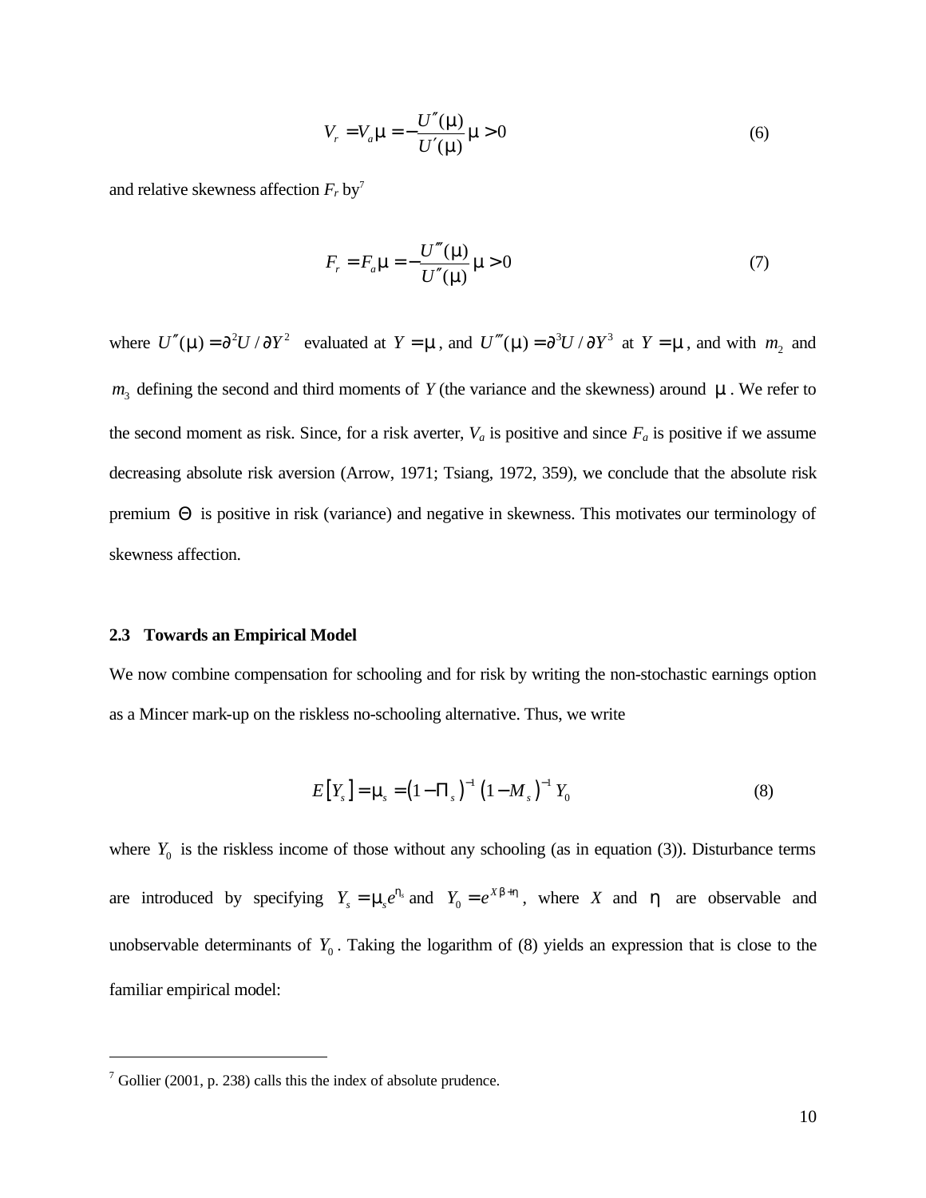$$V_r = V_a \mu = -\frac{U''(\mu)}{U'(\mu)} \mu > 0 \tag{6}$$

and relative skewness affection $F_r$ by[7]

$$F_r = F_a \mu = -\frac{U'''(\mu)}{U''(\mu)} \mu > 0 \tag{7}$$

where $U''(\mu) = \partial^2 U / \partial Y^2$ evaluated at $Y = \mu$, and $U'''(\mu) = \partial^3 U / \partial Y^3$ at $Y = \mu$, and with $m_2$ and $m_3$ defining the second and third moments of $Y$ (the variance and the skewness) around $\mu$. We refer to the second moment as risk. Since, for a risk averter, $V_a$ is positive and since $F_a$ is positive if we assume decreasing absolute risk aversion (Arrow, 1971; Tsiang, 1972, 359), we conclude that the absolute risk premium $\Theta$ is positive in risk (variance) and negative in skewness. This motivates our terminology of skewness affection.

### 2.3 Towards an Empirical Model

We now combine compensation for schooling and for risk by writing the non-stochastic earnings option as a Mincer mark-up on the riskless no-schooling alternative. Thus, we write

$$E\left[Y_s\right] = \mu_s = \left(1 - \Pi_s\right)^{-1} \left(1 - M_s\right)^{-1} Y_0 \tag{8}$$

where $Y_0$ is the riskless income of those without any schooling (as in equation (3)). Disturbance terms are introduced by specifying $Y_s = \mu_s e^{\eta_s}$ and $Y_0 = e^{X\beta + \eta}$, where $X$ and $\eta$ are observable and unobservable determinants of $Y_0$. Taking the logarithm of (8) yields an expression that is close to the familiar empirical model:

---

[7] Gollier (2001, p. 238) calls this the index of absolute prudence.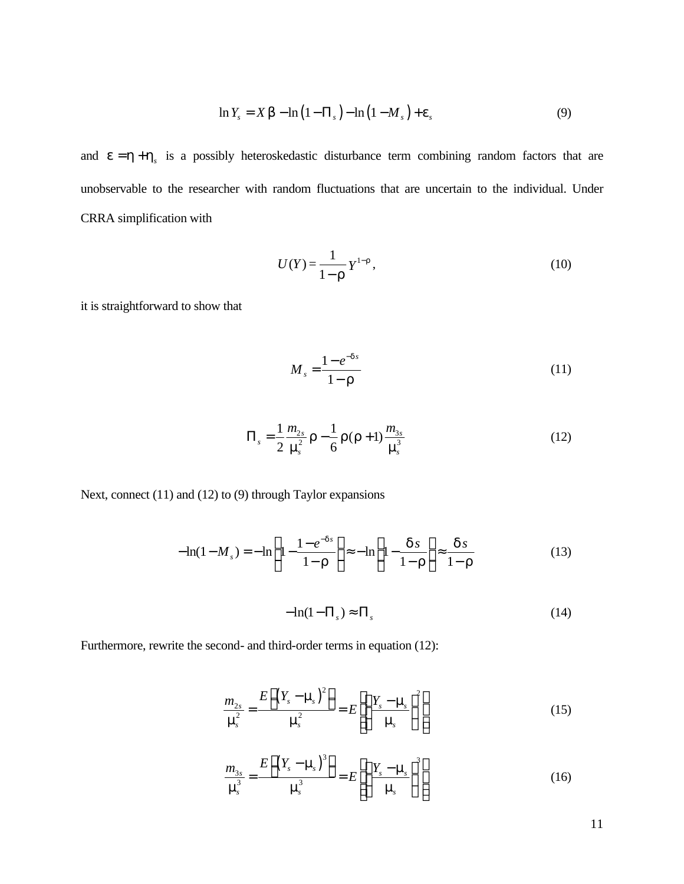$$\ln Y_s = X\beta - \ln(1 - \Pi_s) - \ln(1 - M_s) + \varepsilon_s \tag{9}$$

and $\varepsilon = \eta + \eta_s$ is a possibly heteroskedastic disturbance term combining random factors that are unobservable to the researcher with random fluctuations that are uncertain to the individual. Under CRRA simplification with

$$U(Y) = \frac{1}{1-\rho} Y^{1-\rho}, \tag{10}$$

it is straightforward to show that

$$M_s = \frac{1 - e^{-\delta s}}{1-\rho} \tag{11}$$

$$\Pi_s = \frac{1}{2}\frac{m_{2s}}{\mu_s^2}\rho - \frac{1}{6}\rho(\rho+1)\frac{m_{3s}}{\mu_s^3} \tag{12}$$

Next, connect (11) and (12) to (9) through Taylor expansions

$$-\ln(1 - M_s) = -\ln\left(1 - \frac{1 - e^{-\delta s}}{1-\rho}\right) \approx -\ln\left(1 - \frac{\delta s}{1-\rho}\right) \approx \frac{\delta s}{1-\rho} \tag{13}$$

$$-\ln(1 - \Pi_s) \approx \Pi_s \tag{14}$$

Furthermore, rewrite the second- and third-order terms in equation (12):

$$\frac{m_{2s}}{\mu_s^2} = \frac{E\left[(Y_s - \mu_s)^2\right]}{\mu_s^2} = E\left[\left(\frac{Y_s - \mu_s}{\mu_s}\right)^2\right] \tag{15}$$

$$\frac{m_{3s}}{\mu_s^3} = \frac{E\left[(Y_s - \mu_s)^3\right]}{\mu_s^3} = E\left[\left(\frac{Y_s - \mu_s}{\mu_s}\right)^3\right] \tag{16}$$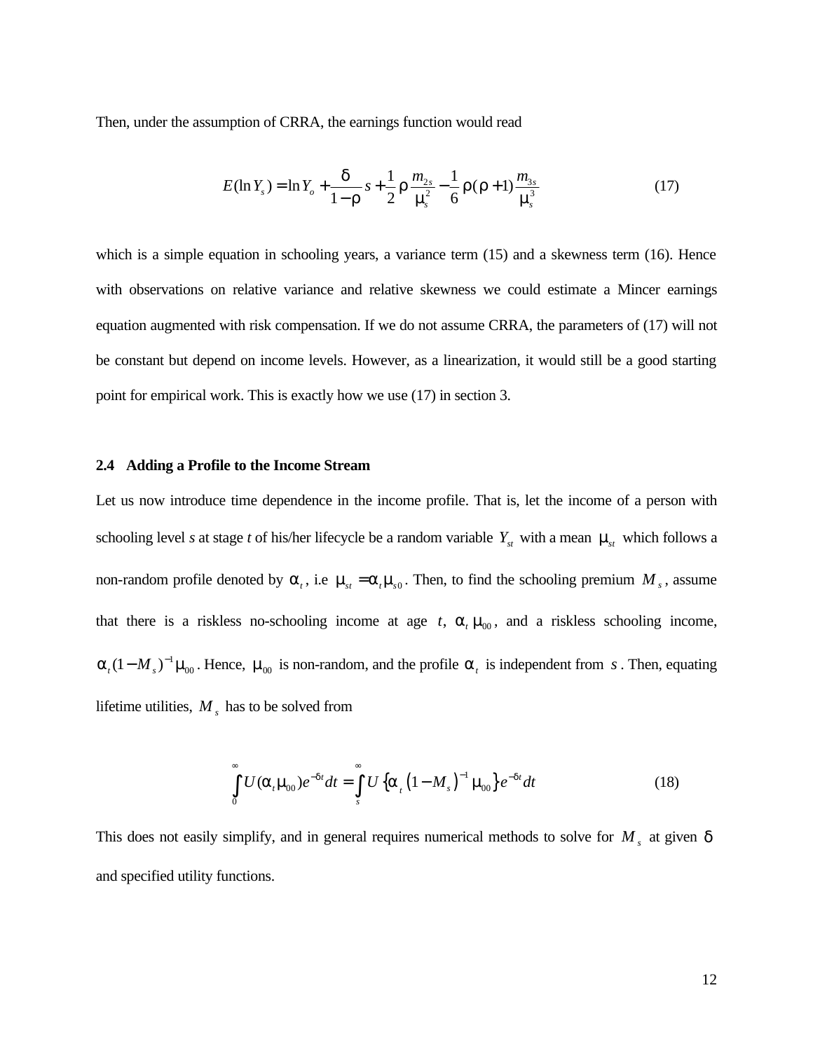Then, under the assumption of CRRA, the earnings function would read

$$E(\ln Y_s) = \ln Y_o + \frac{\delta}{1-\rho} s + \frac{1}{2} \rho \frac{m_{2s}}{\mu_s^2} - \frac{1}{6} \rho(\rho+1) \frac{m_{3s}}{\mu_s^3} \tag{17}$$

which is a simple equation in schooling years, a variance term (15) and a skewness term (16). Hence with observations on relative variance and relative skewness we could estimate a Mincer earnings equation augmented with risk compensation. If we do not assume CRRA, the parameters of (17) will not be constant but depend on income levels. However, as a linearization, it would still be a good starting point for empirical work. This is exactly how we use (17) in section 3.

### 2.4 Adding a Profile to the Income Stream

Let us now introduce time dependence in the income profile. That is, let the income of a person with schooling level *s* at stage *t* of his/her lifecycle be a random variable $Y_{st}$ with a mean $\mu_{st}$ which follows a non-random profile denoted by $\alpha_t$, i.e $\mu_{st} = \alpha_t \mu_{s0}$. Then, to find the schooling premium $M_s$, assume that there is a riskless no-schooling income at age $t$, $\alpha_t \mu_{00}$, and a riskless schooling income, $\alpha_t (1-M_s)^{-1} \mu_{00}$. Hence, $\mu_{00}$ is non-random, and the profile $\alpha_t$ is independent from $s$. Then, equating lifetime utilities, $M_s$ has to be solved from

$$\int_0^\infty U(\alpha_t \mu_{00}) e^{-\delta t} dt = \int_s^\infty U\left\{\alpha_t \left(1-M_s\right)^{-1} \mu_{00}\right\} e^{-\delta t} dt \tag{18}$$

This does not easily simplify, and in general requires numerical methods to solve for $M_s$ at given $\delta$ and specified utility functions.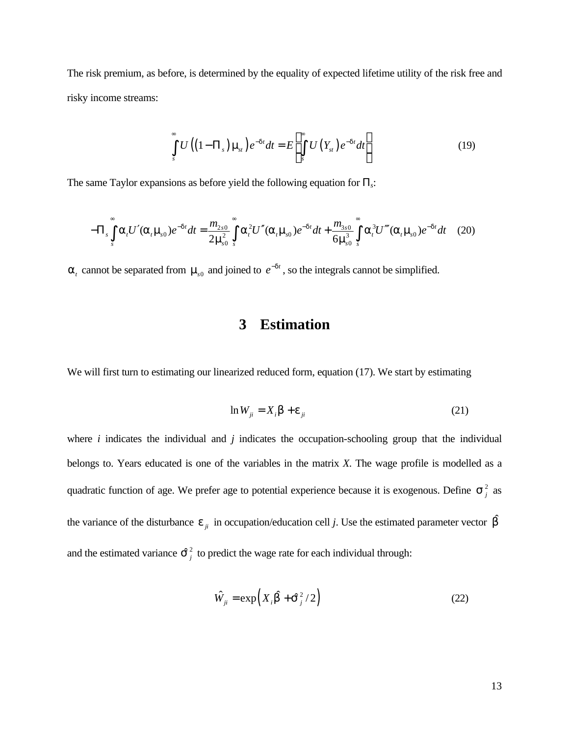The risk premium, as before, is determined by the equality of expected lifetime utility of the risk free and risky income streams:

$$\int_s^\infty U\left(\left(1-\Pi_s\right)\mu_{st}\right)e^{-\delta t}dt = E\left[\int_s^\infty U\left(Y_{st}\right)e^{-\delta t}dt\right] \tag{19}$$

The same Taylor expansions as before yield the following equation for $\Pi_s$:

$$-\Pi_s\int_s^\infty \alpha_t U'(\alpha_t\mu_{s0})e^{-\delta t}dt = \frac{m_{2s0}}{2\mu_{s0}^2}\int_s^\infty \alpha_t^2 U''(\alpha_t\mu_{s0})e^{-\delta t}dt + \frac{m_{3s0}}{6\mu_{s0}^3}\int_s^\infty \alpha_t^3 U'''(\alpha_t\mu_{s0})e^{-\delta t}dt \tag{20}$$

$\alpha_t$ cannot be separated from $\mu_{s0}$ and joined to $e^{-\delta t}$, so the integrals cannot be simplified.

# 3 Estimation

We will first turn to estimating our linearized reduced form, equation (17). We start by estimating

$$\ln W_{ji} = X_i\beta + \varepsilon_{ji} \tag{21}$$

where *i* indicates the individual and *j* indicates the occupation-schooling group that the individual belongs to. Years educated is one of the variables in the matrix *X*. The wage profile is modelled as a quadratic function of age. We prefer age to potential experience because it is exogenous. Define $\sigma_j^2$ as the variance of the disturbance $\varepsilon_{ji}$ in occupation/education cell *j*. Use the estimated parameter vector $\hat{\beta}$ and the estimated variance $\hat{\sigma}_j^2$ to predict the wage rate for each individual through:

$$\hat{W}_{ji} = \exp\left(X_i\hat{\beta} + \hat{\sigma}_j^2/2\right) \tag{22}$$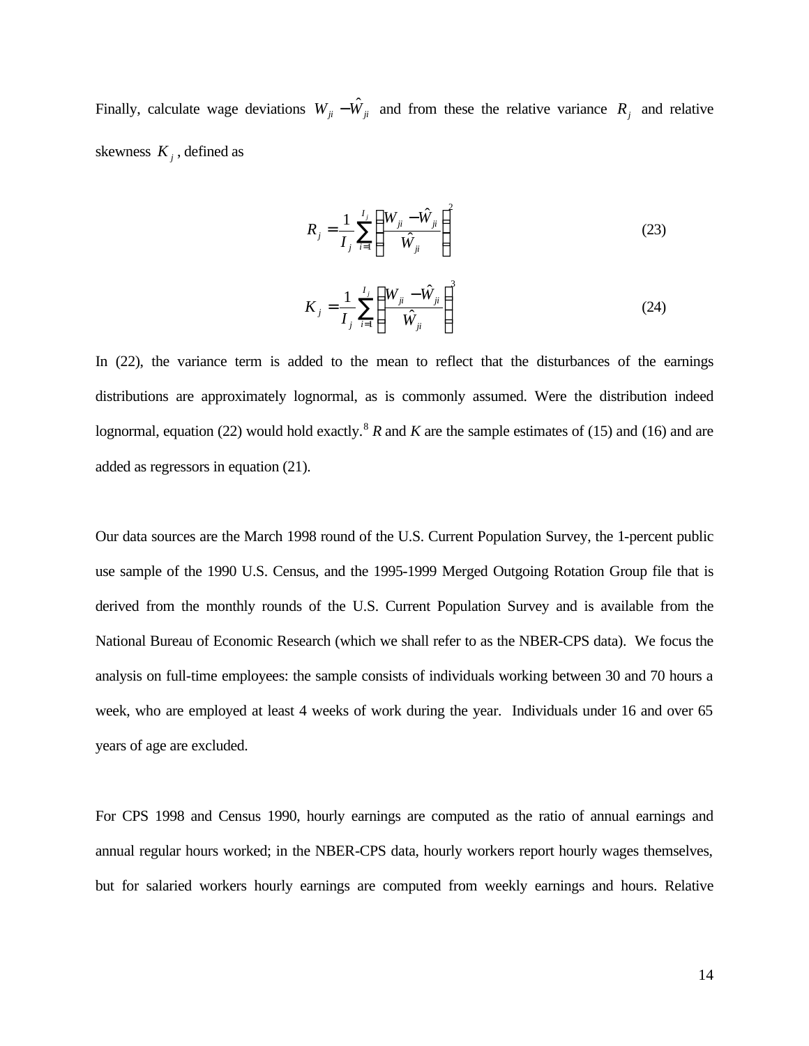Finally, calculate wage deviations $W_{ji} - \hat{W}_{ji}$ and from these the relative variance $R_j$ and relative skewness $K_j$, defined as

$$R_j = \frac{1}{I_j} \sum_{i=1}^{I_j} \left( \frac{W_{ji} - \hat{W}_{ji}}{\hat{W}_{ji}} \right)^2 \tag{23}$$

$$K_j = \frac{1}{I_j} \sum_{i=1}^{I_j} \left( \frac{W_{ji} - \hat{W}_{ji}}{\hat{W}_{ji}} \right)^3 \tag{24}$$

In (22), the variance term is added to the mean to reflect that the disturbances of the earnings distributions are approximately lognormal, as is commonly assumed. Were the distribution indeed lognormal, equation (22) would hold exactly.[8] *R* and *K* are the sample estimates of (15) and (16) and are added as regressors in equation (21).

Our data sources are the March 1998 round of the U.S. Current Population Survey, the 1-percent public use sample of the 1990 U.S. Census, and the 1995-1999 Merged Outgoing Rotation Group file that is derived from the monthly rounds of the U.S. Current Population Survey and is available from the National Bureau of Economic Research (which we shall refer to as the NBER-CPS data). We focus the analysis on full-time employees: the sample consists of individuals working between 30 and 70 hours a week, who are employed at least 4 weeks of work during the year. Individuals under 16 and over 65 years of age are excluded.

For CPS 1998 and Census 1990, hourly earnings are computed as the ratio of annual earnings and annual regular hours worked; in the NBER-CPS data, hourly workers report hourly wages themselves, but for salaried workers hourly earnings are computed from weekly earnings and hours. Relative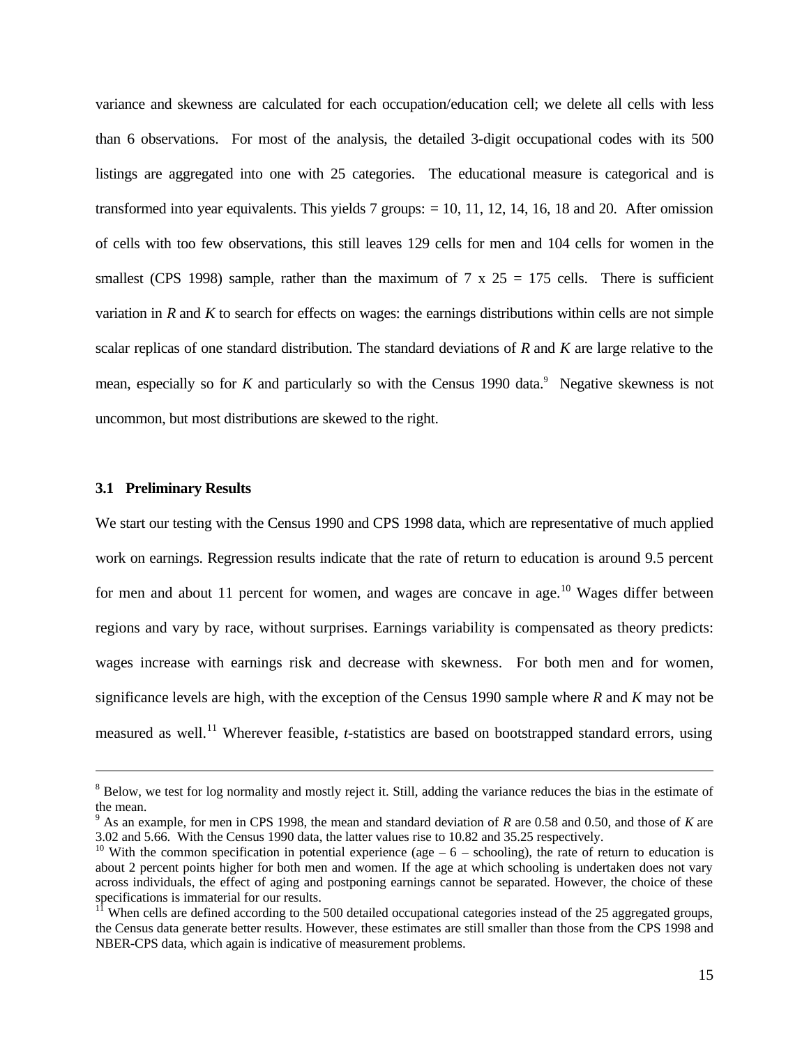variance and skewness are calculated for each occupation/education cell; we delete all cells with less than 6 observations. For most of the analysis, the detailed 3-digit occupational codes with its 500 listings are aggregated into one with 25 categories. The educational measure is categorical and is transformed into year equivalents. This yields 7 groups: = 10, 11, 12, 14, 16, 18 and 20. After omission of cells with too few observations, this still leaves 129 cells for men and 104 cells for women in the smallest (CPS 1998) sample, rather than the maximum of 7 x 25 = 175 cells. There is sufficient variation in *R* and *K* to search for effects on wages: the earnings distributions within cells are not simple scalar replicas of one standard distribution. The standard deviations of *R* and *K* are large relative to the mean, especially so for *K* and particularly so with the Census 1990 data.[9] Negative skewness is not uncommon, but most distributions are skewed to the right.

### 3.1 Preliminary Results

We start our testing with the Census 1990 and CPS 1998 data, which are representative of much applied work on earnings. Regression results indicate that the rate of return to education is around 9.5 percent for men and about 11 percent for women, and wages are concave in age.[10] Wages differ between regions and vary by race, without surprises. Earnings variability is compensated as theory predicts: wages increase with earnings risk and decrease with skewness. For both men and for women, significance levels are high, with the exception of the Census 1990 sample where *R* and *K* may not be measured as well.[11] Wherever feasible, *t*-statistics are based on bootstrapped standard errors, using

---

[8] Below, we test for log normality and mostly reject it. Still, adding the variance reduces the bias in the estimate of the mean.

[9] As an example, for men in CPS 1998, the mean and standard deviation of *R* are 0.58 and 0.50, and those of *K* are 3.02 and 5.66. With the Census 1990 data, the latter values rise to 10.82 and 35.25 respectively.

[10] With the common specification in potential experience (age – 6 – schooling), the rate of return to education is about 2 percent points higher for both men and women. If the age at which schooling is undertaken does not vary across individuals, the effect of aging and postponing earnings cannot be separated. However, the choice of these specifications is immaterial for our results.

[11] When cells are defined according to the 500 detailed occupational categories instead of the 25 aggregated groups, the Census data generate better results. However, these estimates are still smaller than those from the CPS 1998 and NBER-CPS data, which again is indicative of measurement problems.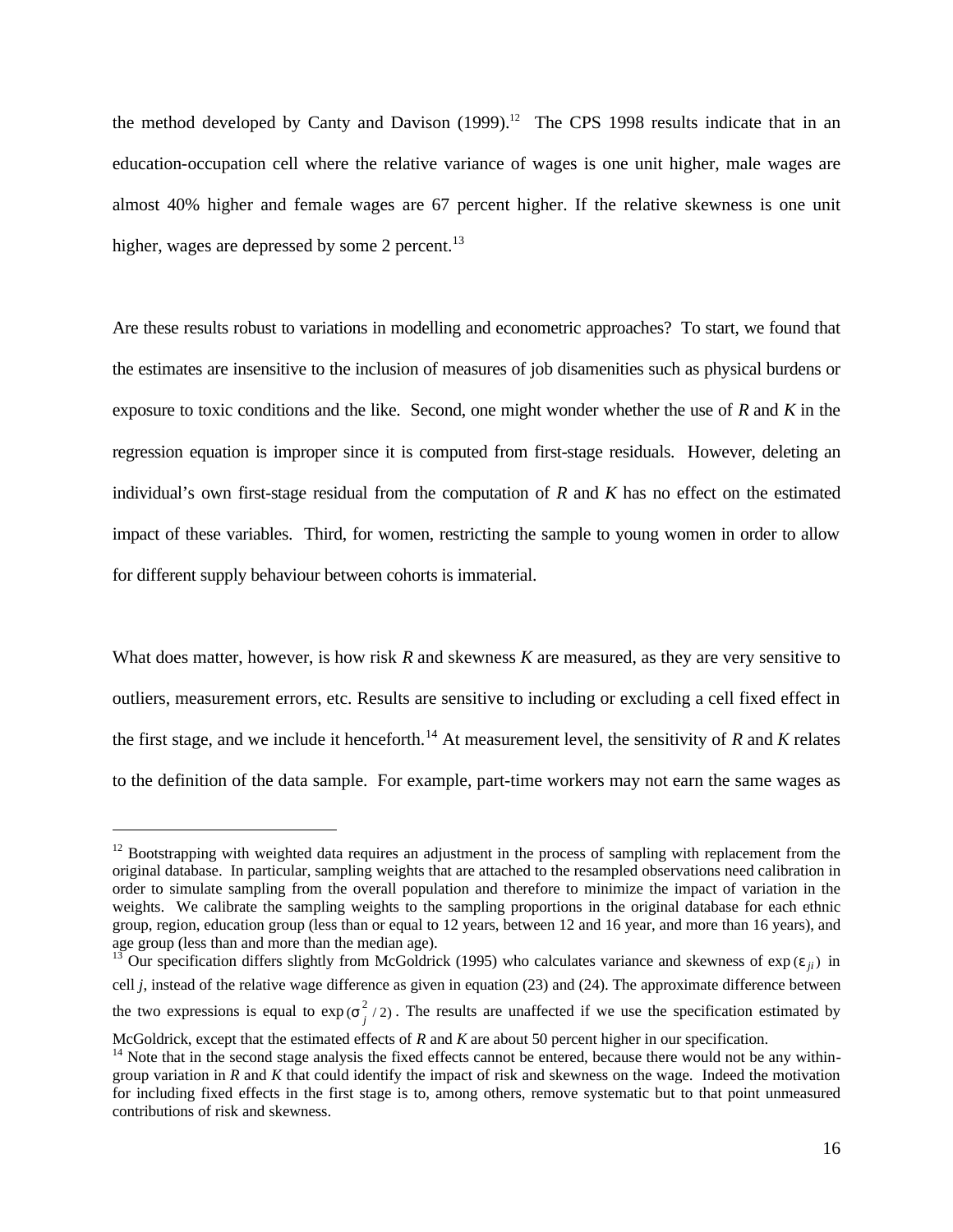the method developed by Canty and Davison (1999).[12] The CPS 1998 results indicate that in an education-occupation cell where the relative variance of wages is one unit higher, male wages are almost 40% higher and female wages are 67 percent higher. If the relative skewness is one unit higher, wages are depressed by some 2 percent.[13]

Are these results robust to variations in modelling and econometric approaches? To start, we found that the estimates are insensitive to the inclusion of measures of job disamenities such as physical burdens or exposure to toxic conditions and the like. Second, one might wonder whether the use of *R* and *K* in the regression equation is improper since it is computed from first-stage residuals. However, deleting an individual's own first-stage residual from the computation of *R* and *K* has no effect on the estimated impact of these variables. Third, for women, restricting the sample to young women in order to allow for different supply behaviour between cohorts is immaterial.

What does matter, however, is how risk *R* and skewness *K* are measured, as they are very sensitive to outliers, measurement errors, etc. Results are sensitive to including or excluding a cell fixed effect in the first stage, and we include it henceforth.[14] At measurement level, the sensitivity of *R* and *K* relates to the definition of the data sample. For example, part-time workers may not earn the same wages as

---

[12] Bootstrapping with weighted data requires an adjustment in the process of sampling with replacement from the original database. In particular, sampling weights that are attached to the resampled observations need calibration in order to simulate sampling from the overall population and therefore to minimize the impact of variation in the weights. We calibrate the sampling weights to the sampling proportions in the original database for each ethnic group, region, education group (less than or equal to 12 years, between 12 and 16 year, and more than 16 years), and age group (less than and more than the median age).

[13] Our specification differs slightly from McGoldrick (1995) who calculates variance and skewness of $\exp(\varepsilon_{ji})$ in cell *j*, instead of the relative wage difference as given in equation (23) and (24). The approximate difference between the two expressions is equal to $\exp(\sigma_j^2/2)$. The results are unaffected if we use the specification estimated by McGoldrick, except that the estimated effects of *R* and *K* are about 50 percent higher in our specification.

[14] Note that in the second stage analysis the fixed effects cannot be entered, because there would not be any within-group variation in *R* and *K* that could identify the impact of risk and skewness on the wage. Indeed the motivation for including fixed effects in the first stage is to, among others, remove systematic but to that point unmeasured contributions of risk and skewness.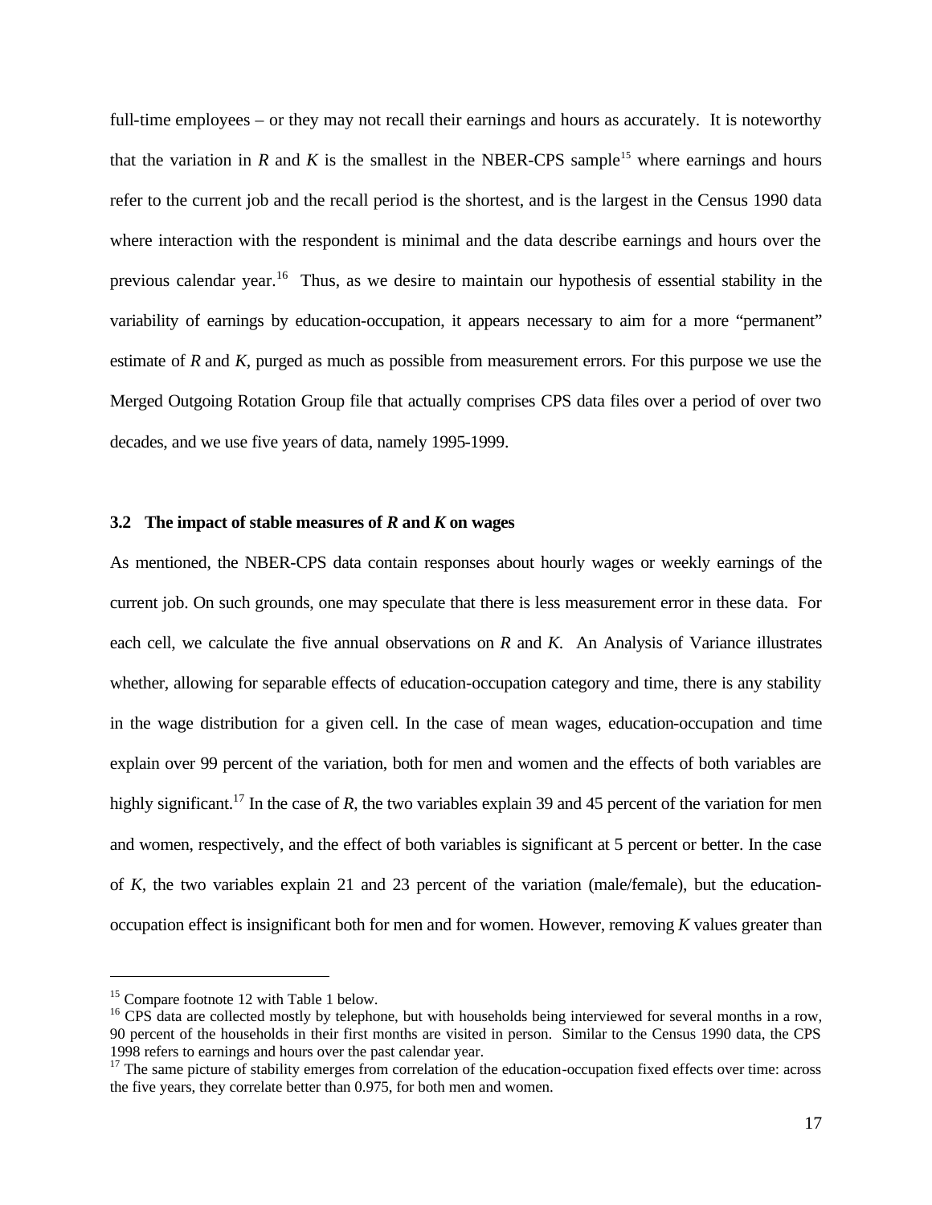full-time employees – or they may not recall their earnings and hours as accurately. It is noteworthy that the variation in *R* and *K* is the smallest in the NBER-CPS sample[15] where earnings and hours refer to the current job and the recall period is the shortest, and is the largest in the Census 1990 data where interaction with the respondent is minimal and the data describe earnings and hours over the previous calendar year.[16] Thus, as we desire to maintain our hypothesis of essential stability in the variability of earnings by education-occupation, it appears necessary to aim for a more "permanent" estimate of *R* and *K*, purged as much as possible from measurement errors. For this purpose we use the Merged Outgoing Rotation Group file that actually comprises CPS data files over a period of over two decades, and we use five years of data, namely 1995-1999.

### 3.2 The impact of stable measures of *R* and *K* on wages

As mentioned, the NBER-CPS data contain responses about hourly wages or weekly earnings of the current job. On such grounds, one may speculate that there is less measurement error in these data. For each cell, we calculate the five annual observations on *R* and *K*. An Analysis of Variance illustrates whether, allowing for separable effects of education-occupation category and time, there is any stability in the wage distribution for a given cell. In the case of mean wages, education-occupation and time explain over 99 percent of the variation, both for men and women and the effects of both variables are highly significant.[17] In the case of *R*, the two variables explain 39 and 45 percent of the variation for men and women, respectively, and the effect of both variables is significant at 5 percent or better. In the case of *K*, the two variables explain 21 and 23 percent of the variation (male/female), but the education-occupation effect is insignificant both for men and for women. However, removing *K* values greater than

---

[15] Compare footnote 12 with Table 1 below.

[16] CPS data are collected mostly by telephone, but with households being interviewed for several months in a row, 90 percent of the households in their first months are visited in person. Similar to the Census 1990 data, the CPS 1998 refers to earnings and hours over the past calendar year.

[17] The same picture of stability emerges from correlation of the education-occupation fixed effects over time: across the five years, they correlate better than 0.975, for both men and women.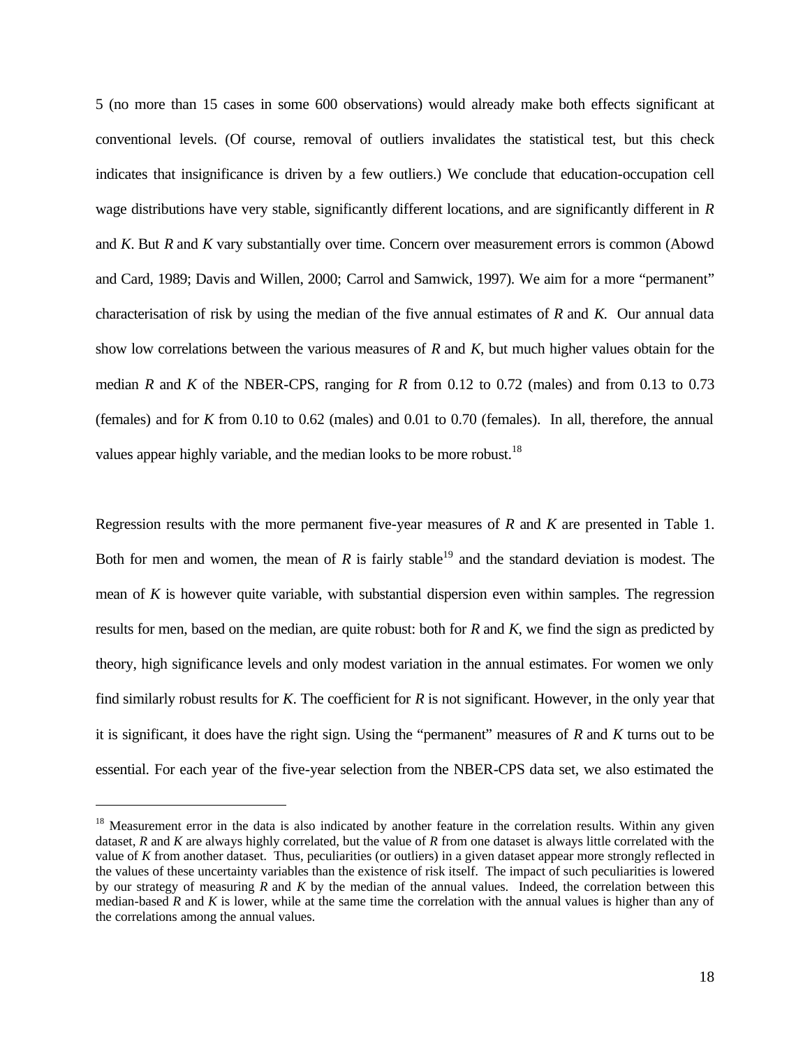5 (no more than 15 cases in some 600 observations) would already make both effects significant at conventional levels. (Of course, removal of outliers invalidates the statistical test, but this check indicates that insignificance is driven by a few outliers.) We conclude that education-occupation cell wage distributions have very stable, significantly different locations, and are significantly different in *R* and *K*. But *R* and *K* vary substantially over time. Concern over measurement errors is common (Abowd and Card, 1989; Davis and Willen, 2000; Carrol and Samwick, 1997). We aim for a more "permanent" characterisation of risk by using the median of the five annual estimates of *R* and *K*. Our annual data show low correlations between the various measures of *R* and *K*, but much higher values obtain for the median *R* and *K* of the NBER-CPS, ranging for *R* from 0.12 to 0.72 (males) and from 0.13 to 0.73 (females) and for *K* from 0.10 to 0.62 (males) and 0.01 to 0.70 (females). In all, therefore, the annual values appear highly variable, and the median looks to be more robust.[18]

Regression results with the more permanent five-year measures of *R* and *K* are presented in Table 1. Both for men and women, the mean of *R* is fairly stable[19] and the standard deviation is modest. The mean of *K* is however quite variable, with substantial dispersion even within samples. The regression results for men, based on the median, are quite robust: both for *R* and *K*, we find the sign as predicted by theory, high significance levels and only modest variation in the annual estimates. For women we only find similarly robust results for *K*. The coefficient for *R* is not significant. However, in the only year that it is significant, it does have the right sign. Using the "permanent" measures of *R* and *K* turns out to be essential. For each year of the five-year selection from the NBER-CPS data set, we also estimated the

---

[18] Measurement error in the data is also indicated by another feature in the correlation results. Within any given dataset, *R* and *K* are always highly correlated, but the value of *R* from one dataset is always little correlated with the value of *K* from another dataset. Thus, peculiarities (or outliers) in a given dataset appear more strongly reflected in the values of these uncertainty variables than the existence of risk itself. The impact of such peculiarities is lowered by our strategy of measuring *R* and *K* by the median of the annual values. Indeed, the correlation between this median-based *R* and *K* is lower, while at the same time the correlation with the annual values is higher than any of the correlations among the annual values.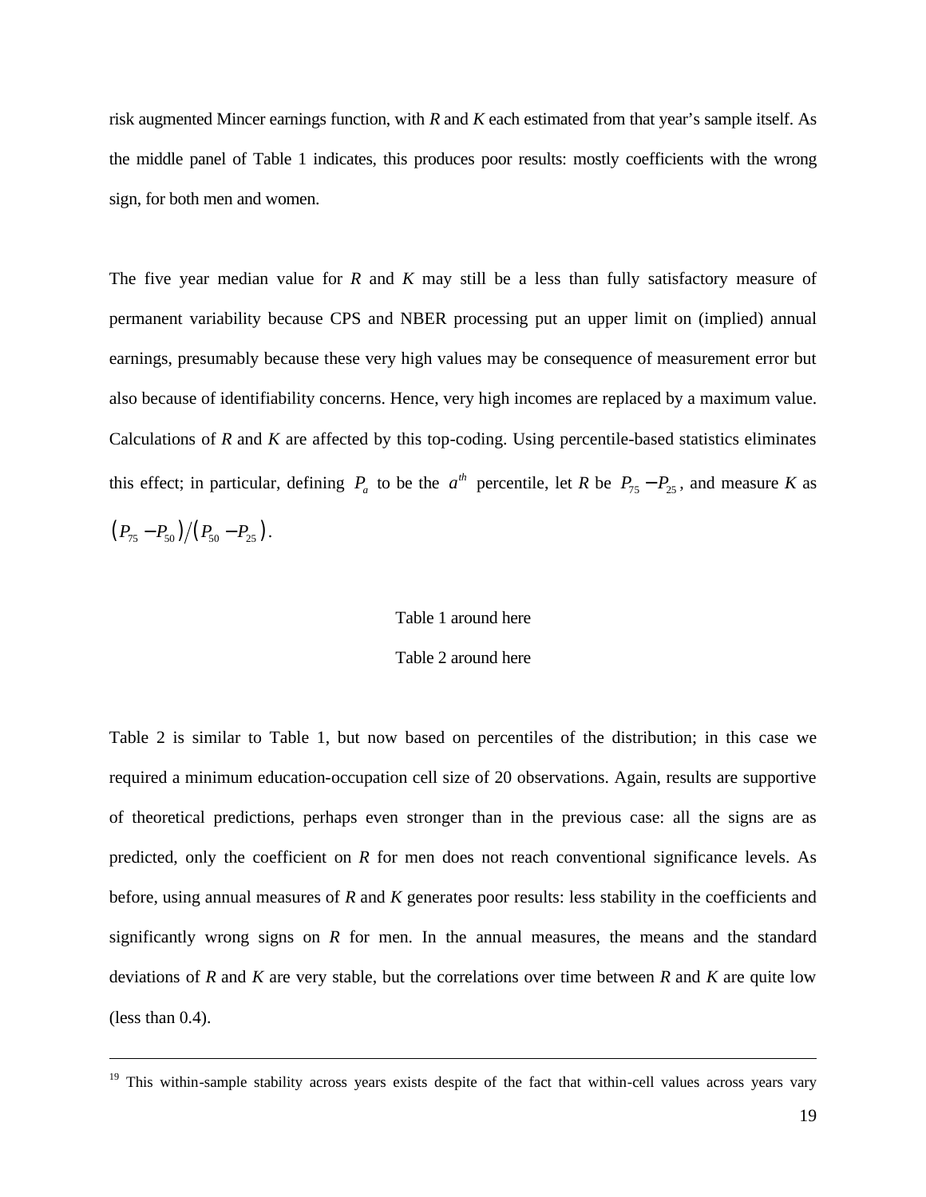risk augmented Mincer earnings function, with *R* and *K* each estimated from that year's sample itself. As the middle panel of Table 1 indicates, this produces poor results: mostly coefficients with the wrong sign, for both men and women.

The five year median value for *R* and *K* may still be a less than fully satisfactory measure of permanent variability because CPS and NBER processing put an upper limit on (implied) annual earnings, presumably because these very high values may be consequence of measurement error but also because of identifiability concerns. Hence, very high incomes are replaced by a maximum value. Calculations of *R* and *K* are affected by this top-coding. Using percentile-based statistics eliminates this effect; in particular, defining $P_a$ to be the $a^{th}$ percentile, let *R* be $P_{75} - P_{25}$, and measure *K* as $(P_{75} - P_{50})/(P_{50} - P_{25})$.

Table 1 around here

Table 2 around here

Table 2 is similar to Table 1, but now based on percentiles of the distribution; in this case we required a minimum education-occupation cell size of 20 observations. Again, results are supportive of theoretical predictions, perhaps even stronger than in the previous case: all the signs are as predicted, only the coefficient on *R* for men does not reach conventional significance levels. As before, using annual measures of *R* and *K* generates poor results: less stability in the coefficients and significantly wrong signs on *R* for men. In the annual measures, the means and the standard deviations of *R* and *K* are very stable, but the correlations over time between *R* and *K* are quite low (less than 0.4).

---

[19] This within-sample stability across years exists despite of the fact that within-cell values across years vary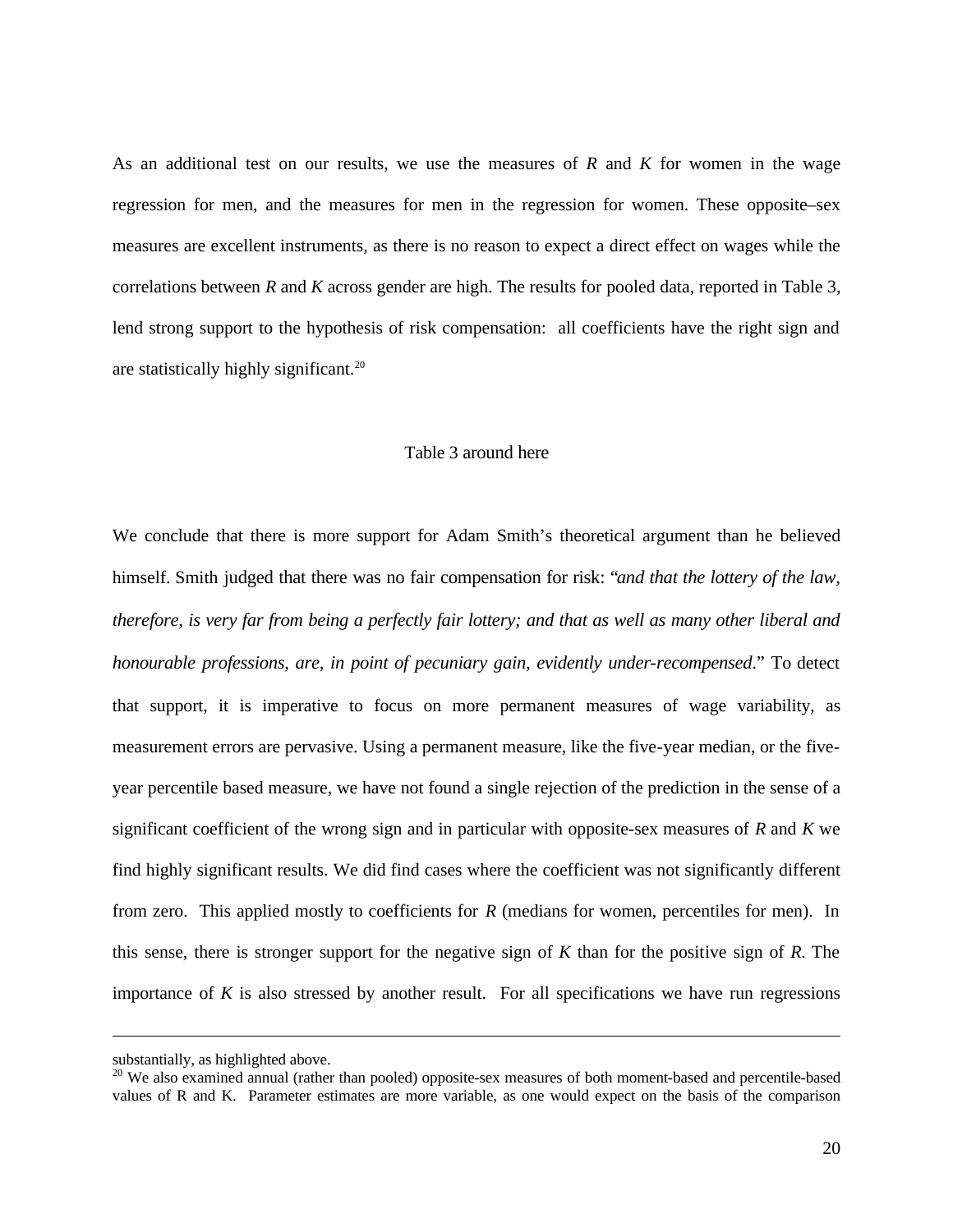As an additional test on our results, we use the measures of *R* and *K* for women in the wage regression for men, and the measures for men in the regression for women. These opposite–sex measures are excellent instruments, as there is no reason to expect a direct effect on wages while the correlations between *R* and *K* across gender are high. The results for pooled data, reported in Table 3, lend strong support to the hypothesis of risk compensation: all coefficients have the right sign and are statistically highly significant.[20]

Table 3 around here

We conclude that there is more support for Adam Smith's theoretical argument than he believed himself. Smith judged that there was no fair compensation for risk: "*and that the lottery of the law, therefore, is very far from being a perfectly fair lottery; and that as well as many other liberal and honourable professions, are, in point of pecuniary gain, evidently under-recompensed*." To detect that support, it is imperative to focus on more permanent measures of wage variability, as measurement errors are pervasive. Using a permanent measure, like the five-year median, or the five-year percentile based measure, we have not found a single rejection of the prediction in the sense of a significant coefficient of the wrong sign and in particular with opposite-sex measures of *R* and *K* we find highly significant results. We did find cases where the coefficient was not significantly different from zero. This applied mostly to coefficients for *R* (medians for women, percentiles for men). In this sense, there is stronger support for the negative sign of *K* than for the positive sign of *R*. The importance of *K* is also stressed by another result. For all specifications we have run regressions

---

substantially, as highlighted above.

[20] We also examined annual (rather than pooled) opposite-sex measures of both moment-based and percentile-based values of R and K. Parameter estimates are more variable, as one would expect on the basis of the comparison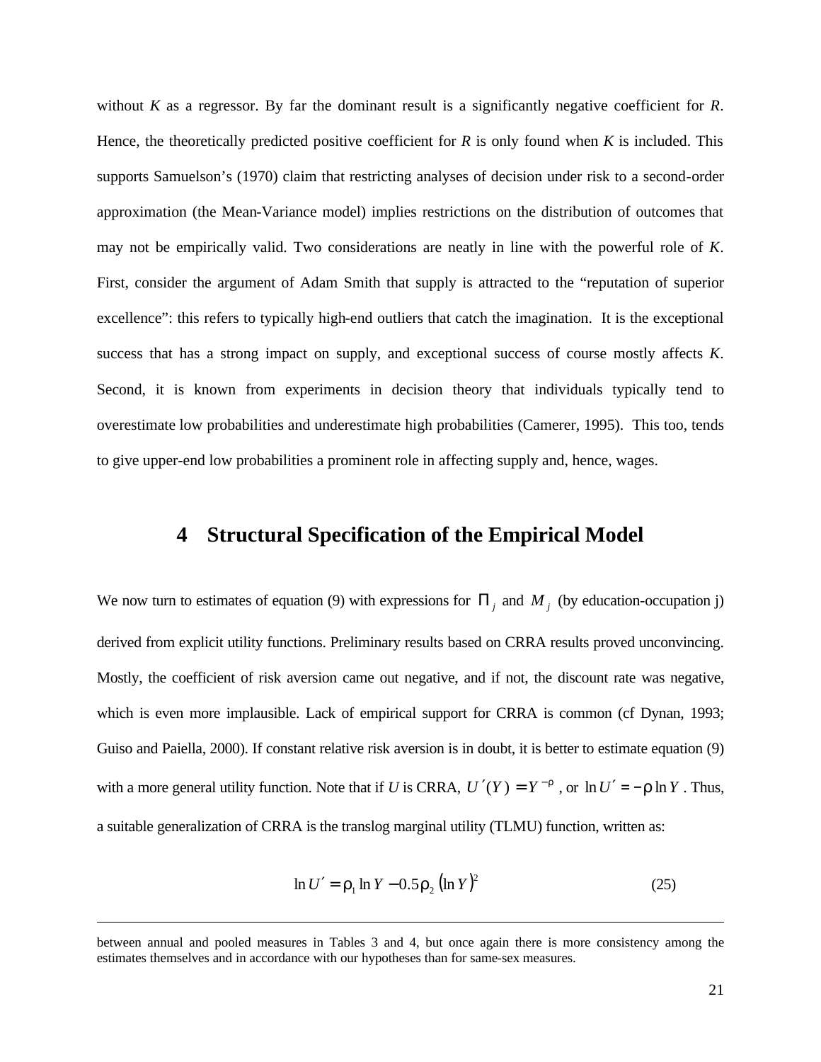without $K$ as a regressor. By far the dominant result is a significantly negative coefficient for $R$. Hence, the theoretically predicted positive coefficient for $R$ is only found when $K$ is included. This supports Samuelson's (1970) claim that restricting analyses of decision under risk to a second-order approximation (the Mean-Variance model) implies restrictions on the distribution of outcomes that may not be empirically valid. Two considerations are neatly in line with the powerful role of $K$. First, consider the argument of Adam Smith that supply is attracted to the "reputation of superior excellence": this refers to typically high-end outliers that catch the imagination. It is the exceptional success that has a strong impact on supply, and exceptional success of course mostly affects $K$. Second, it is known from experiments in decision theory that individuals typically tend to overestimate low probabilities and underestimate high probabilities (Camerer, 1995). This too, tends to give upper-end low probabilities a prominent role in affecting supply and, hence, wages.

## 4 Structural Specification of the Empirical Model

We now turn to estimates of equation (9) with expressions for $\Pi_j$ and $M_j$ (by education-occupation j) derived from explicit utility functions. Preliminary results based on CRRA results proved unconvincing. Mostly, the coefficient of risk aversion came out negative, and if not, the discount rate was negative, which is even more implausible. Lack of empirical support for CRRA is common (cf Dynan, 1993; Guiso and Paiella, 2000). If constant relative risk aversion is in doubt, it is better to estimate equation (9) with a more general utility function. Note that if $U$ is CRRA, $U'(Y) = Y^{-\rho}$, or $\ln U' = -\rho \ln Y$. Thus, a suitable generalization of CRRA is the translog marginal utility (TLMU) function, written as:

$$\ln U' = \rho_1 \ln Y - 0.5\rho_2 (\ln Y)^2 \tag{25}$$

---

between annual and pooled measures in Tables 3 and 4, but once again there is more consistency among the estimates themselves and in accordance with our hypotheses than for same-sex measures.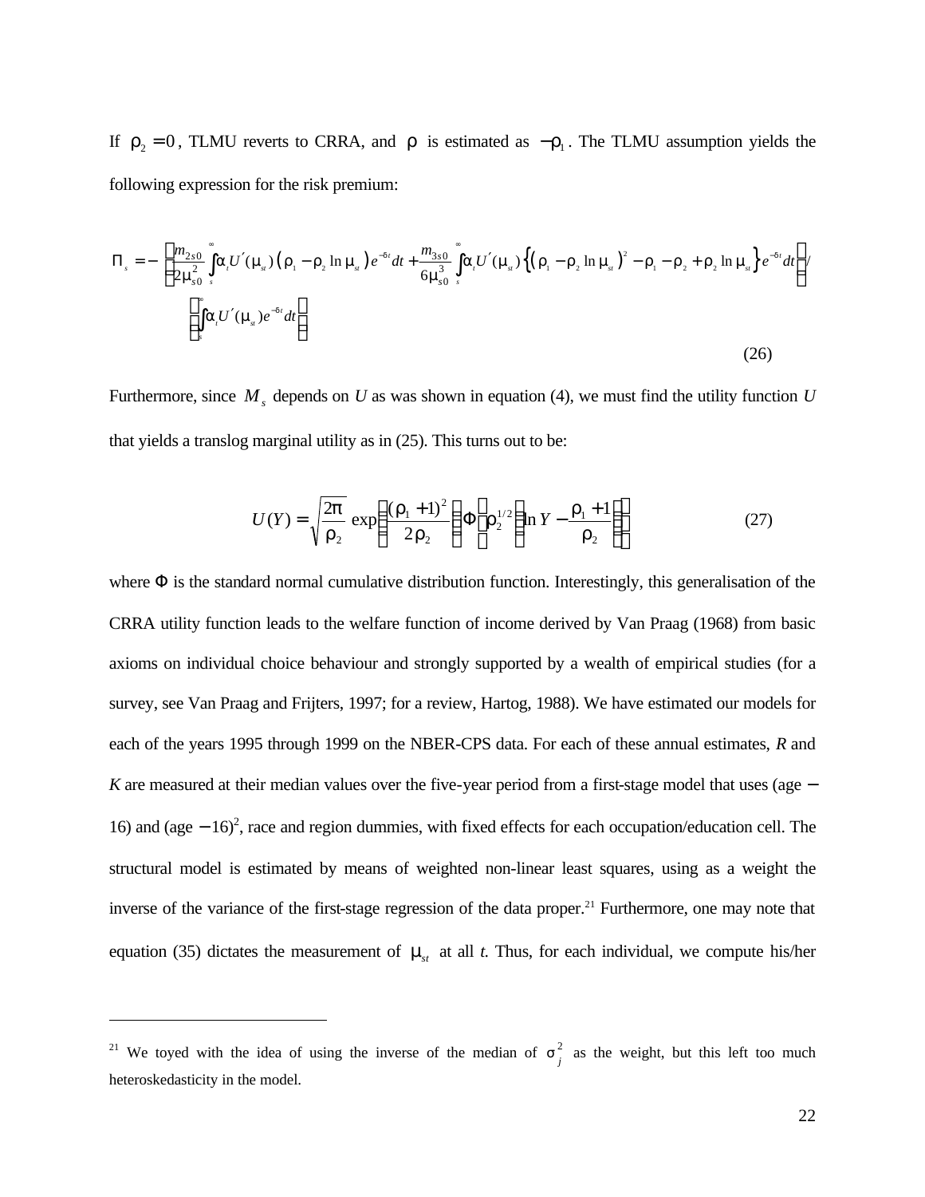If $\rho_2 = 0$, TLMU reverts to CRRA, and $\rho$ is estimated as $-\rho_1$. The TLMU assumption yields the following expression for the risk premium:

$$\Pi_s = -\left[\frac{m_{2s0}}{2\mu_{s0}^2}\int_s^\infty \alpha_t U'(\mu_{st})\left(\rho_1 - \rho_2 \ln \mu_{st}\right)e^{-\delta t}dt + \frac{m_{3s0}}{6\mu_{s0}^3}\int_s^\infty \alpha_t U'(\mu_{st})\left\{\left(\rho_1 - \rho_2 \ln \mu_{st}\right)^2 - \rho_1 - \rho_2 + \rho_2 \ln \mu_{st}\right\}e^{-\delta t}dt\right] / \left[\int_s^\infty \alpha_t U'(\mu_{st})e^{-\delta t}dt\right] \tag{26}$$

Furthermore, since $M_s$ depends on *U* as was shown in equation (4), we must find the utility function *U* that yields a translog marginal utility as in (25). This turns out to be:

$$U(Y) = \sqrt{\frac{2\pi}{\rho_2}}\,\exp\left(\frac{(\rho_1+1)^2}{2\rho_2}\right)\Phi\left[\rho_2^{1/2}\left(\ln Y - \frac{\rho_1+1}{\rho_2}\right)\right] \tag{27}$$

where $\Phi$ is the standard normal cumulative distribution function. Interestingly, this generalisation of the CRRA utility function leads to the welfare function of income derived by Van Praag (1968) from basic axioms on individual choice behaviour and strongly supported by a wealth of empirical studies (for a survey, see Van Praag and Frijters, 1997; for a review, Hartog, 1988). We have estimated our models for each of the years 1995 through 1999 on the NBER-CPS data. For each of these annual estimates, *R* and *K* are measured at their median values over the five-year period from a first-stage model that uses (age − 16) and (age − 16)$^2$, race and region dummies, with fixed effects for each occupation/education cell. The structural model is estimated by means of weighted non-linear least squares, using as a weight the inverse of the variance of the first-stage regression of the data proper.[21] Furthermore, one may note that equation (35) dictates the measurement of $\mu_{st}$ at all *t*. Thus, for each individual, we compute his/her

---

[21] We toyed with the idea of using the inverse of the median of $\sigma_j^2$ as the weight, but this left too much heteroskedasticity in the model.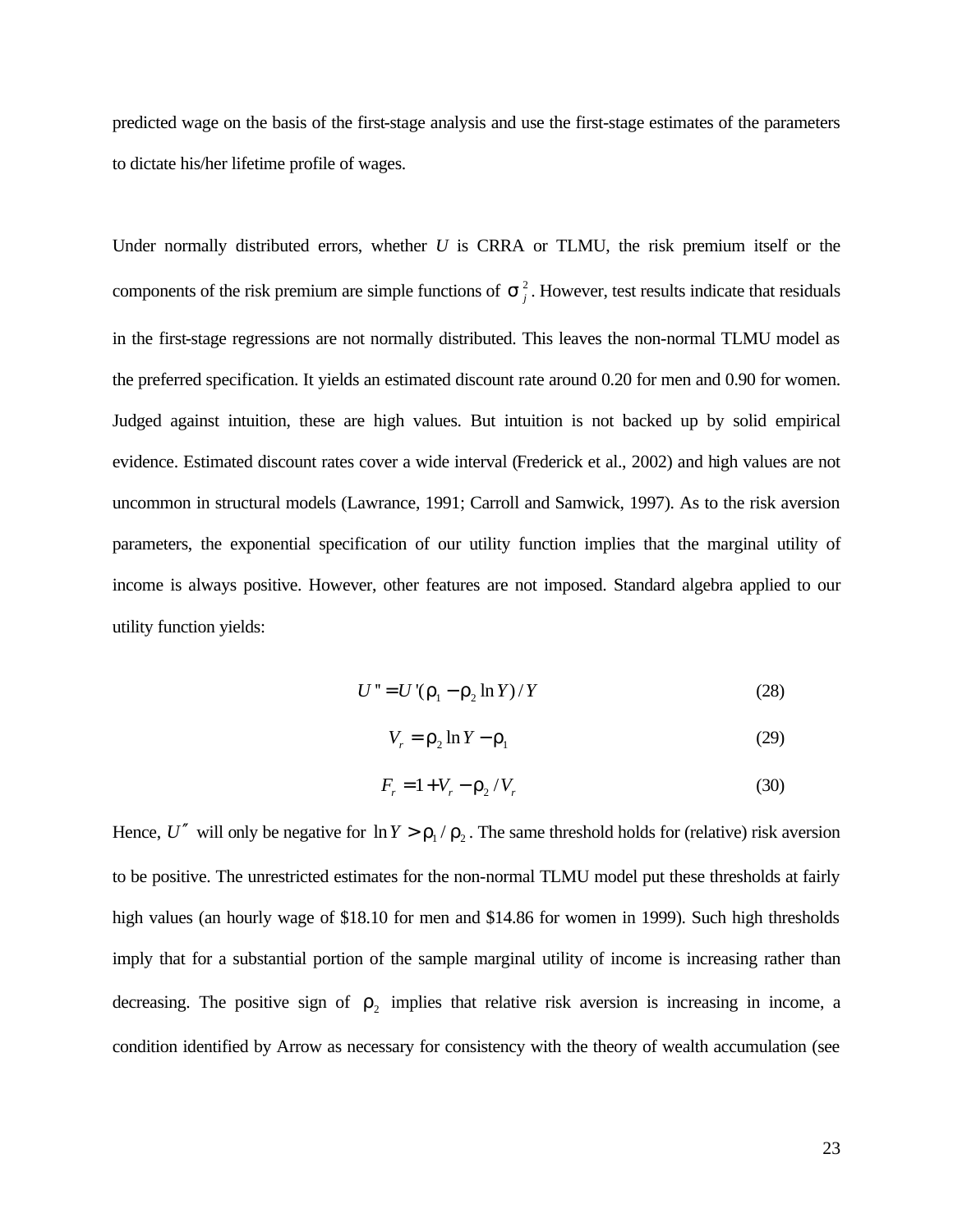predicted wage on the basis of the first-stage analysis and use the first-stage estimates of the parameters to dictate his/her lifetime profile of wages.

Under normally distributed errors, whether $U$ is CRRA or TLMU, the risk premium itself or the components of the risk premium are simple functions of $\sigma_j^2$. However, test results indicate that residuals in the first-stage regressions are not normally distributed. This leaves the non-normal TLMU model as the preferred specification. It yields an estimated discount rate around 0.20 for men and 0.90 for women. Judged against intuition, these are high values. But intuition is not backed up by solid empirical evidence. Estimated discount rates cover a wide interval (Frederick et al., 2002) and high values are not uncommon in structural models (Lawrance, 1991; Carroll and Samwick, 1997). As to the risk aversion parameters, the exponential specification of our utility function implies that the marginal utility of income is always positive. However, other features are not imposed. Standard algebra applied to our utility function yields:

$$U'' = U'(\rho_1 - \rho_2 \ln Y)/Y \tag{28}$$

$$V_r = \rho_2 \ln Y - \rho_1 \tag{29}$$

$$F_r = 1 + V_r - \rho_2 / V_r \tag{30}$$

Hence, $U''$ will only be negative for $\ln Y > \rho_1 / \rho_2$. The same threshold holds for (relative) risk aversion to be positive. The unrestricted estimates for the non-normal TLMU model put these thresholds at fairly high values (an hourly wage of \$18.10 for men and \$14.86 for women in 1999). Such high thresholds imply that for a substantial portion of the sample marginal utility of income is increasing rather than decreasing. The positive sign of $\rho_2$ implies that relative risk aversion is increasing in income, a condition identified by Arrow as necessary for consistency with the theory of wealth accumulation (see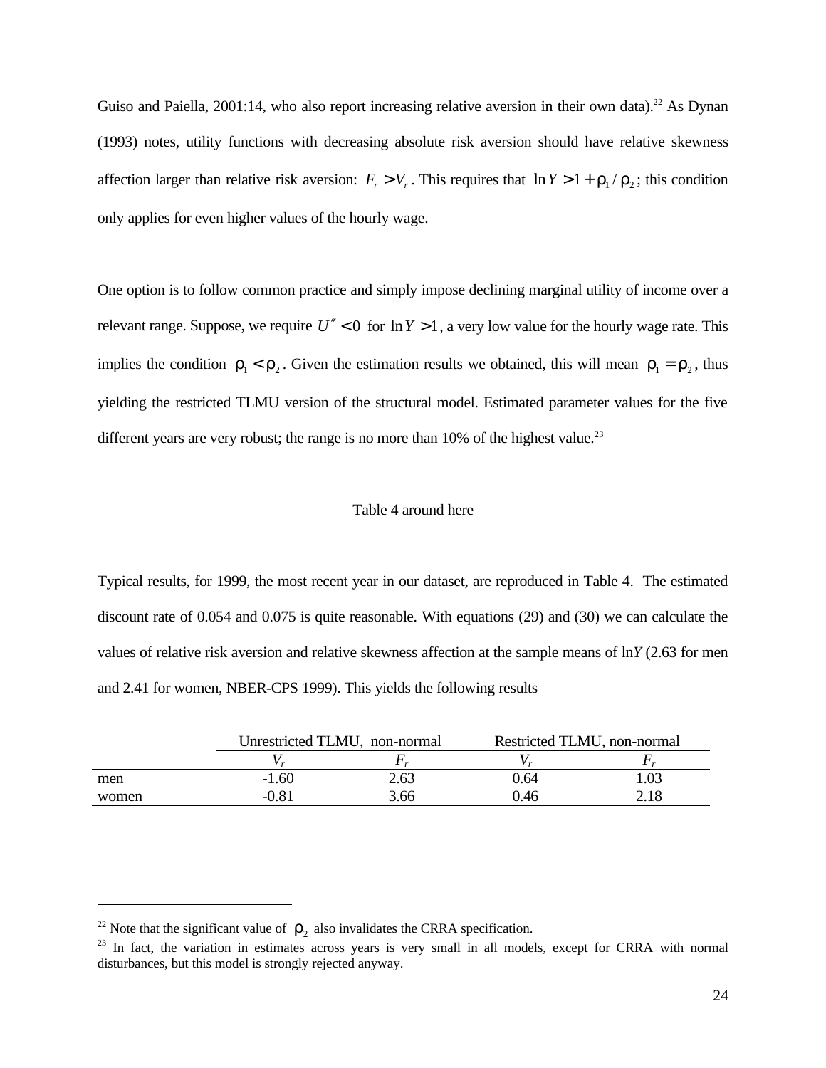Guiso and Paiella, 2001:14, who also report increasing relative aversion in their own data).[22] As Dynan (1993) notes, utility functions with decreasing absolute risk aversion should have relative skewness affection larger than relative risk aversion: $F_r > V_r$. This requires that $\ln Y > 1 + \rho_1 / \rho_2$; this condition only applies for even higher values of the hourly wage.

One option is to follow common practice and simply impose declining marginal utility of income over a relevant range. Suppose, we require $U'' < 0$ for $\ln Y > 1$, a very low value for the hourly wage rate. This implies the condition $\rho_1 < \rho_2$. Given the estimation results we obtained, this will mean $\rho_1 = \rho_2$, thus yielding the restricted TLMU version of the structural model. Estimated parameter values for the five different years are very robust; the range is no more than 10% of the highest value.[23]

Table 4 around here

Typical results, for 1999, the most recent year in our dataset, are reproduced in Table 4. The estimated discount rate of 0.054 and 0.075 is quite reasonable. With equations (29) and (30) we can calculate the values of relative risk aversion and relative skewness affection at the sample means of ln*Y* (2.63 for men and 2.41 for women, NBER-CPS 1999). This yields the following results

| | Unrestricted TLMU, non-normal | | Restricted TLMU, non-normal | |
|---|---|---|---|---|
| | $V_r$ | $F_r$ | $V_r$ | $F_r$ |
| men | -1.60 | 2.63 | 0.64 | 1.03 |
| women | -0.81 | 3.66 | 0.46 | 2.18 |

---

[22] Note that the significant value of $\rho_2$ also invalidates the CRRA specification.

[23] In fact, the variation in estimates across years is very small in all models, except for CRRA with normal disturbances, but this model is strongly rejected anyway.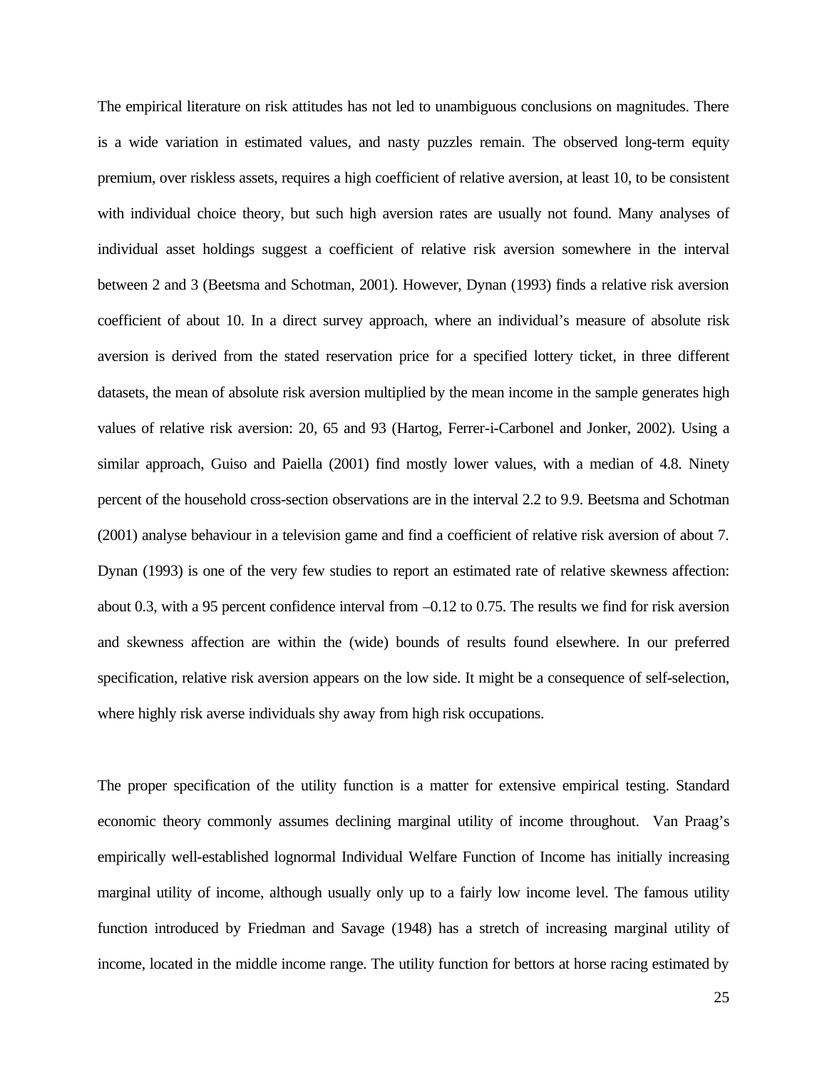The empirical literature on risk attitudes has not led to unambiguous conclusions on magnitudes. There is a wide variation in estimated values, and nasty puzzles remain. The observed long-term equity premium, over riskless assets, requires a high coefficient of relative aversion, at least 10, to be consistent with individual choice theory, but such high aversion rates are usually not found. Many analyses of individual asset holdings suggest a coefficient of relative risk aversion somewhere in the interval between 2 and 3 (Beetsma and Schotman, 2001). However, Dynan (1993) finds a relative risk aversion coefficient of about 10. In a direct survey approach, where an individual's measure of absolute risk aversion is derived from the stated reservation price for a specified lottery ticket, in three different datasets, the mean of absolute risk aversion multiplied by the mean income in the sample generates high values of relative risk aversion: 20, 65 and 93 (Hartog, Ferrer-i-Carbonel and Jonker, 2002). Using a similar approach, Guiso and Paiella (2001) find mostly lower values, with a median of 4.8. Ninety percent of the household cross-section observations are in the interval 2.2 to 9.9. Beetsma and Schotman (2001) analyse behaviour in a television game and find a coefficient of relative risk aversion of about 7. Dynan (1993) is one of the very few studies to report an estimated rate of relative skewness affection: about 0.3, with a 95 percent confidence interval from –0.12 to 0.75. The results we find for risk aversion and skewness affection are within the (wide) bounds of results found elsewhere. In our preferred specification, relative risk aversion appears on the low side. It might be a consequence of self-selection, where highly risk averse individuals shy away from high risk occupations.

The proper specification of the utility function is a matter for extensive empirical testing. Standard economic theory commonly assumes declining marginal utility of income throughout. Van Praag's empirically well-established lognormal Individual Welfare Function of Income has initially increasing marginal utility of income, although usually only up to a fairly low income level. The famous utility function introduced by Friedman and Savage (1948) has a stretch of increasing marginal utility of income, located in the middle income range. The utility function for bettors at horse racing estimated by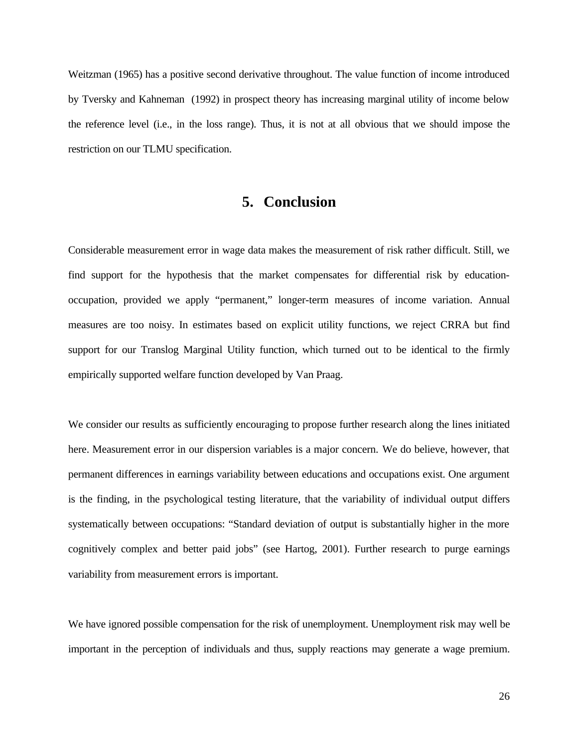Weitzman (1965) has a positive second derivative throughout. The value function of income introduced by Tversky and Kahneman (1992) in prospect theory has increasing marginal utility of income below the reference level (i.e., in the loss range). Thus, it is not at all obvious that we should impose the restriction on our TLMU specification.

## 5. Conclusion

Considerable measurement error in wage data makes the measurement of risk rather difficult. Still, we find support for the hypothesis that the market compensates for differential risk by education-occupation, provided we apply “permanent,” longer-term measures of income variation. Annual measures are too noisy. In estimates based on explicit utility functions, we reject CRRA but find support for our Translog Marginal Utility function, which turned out to be identical to the firmly empirically supported welfare function developed by Van Praag.

We consider our results as sufficiently encouraging to propose further research along the lines initiated here. Measurement error in our dispersion variables is a major concern. We do believe, however, that permanent differences in earnings variability between educations and occupations exist. One argument is the finding, in the psychological testing literature, that the variability of individual output differs systematically between occupations: “Standard deviation of output is substantially higher in the more cognitively complex and better paid jobs” (see Hartog, 2001). Further research to purge earnings variability from measurement errors is important.

We have ignored possible compensation for the risk of unemployment. Unemployment risk may well be important in the perception of individuals and thus, supply reactions may generate a wage premium.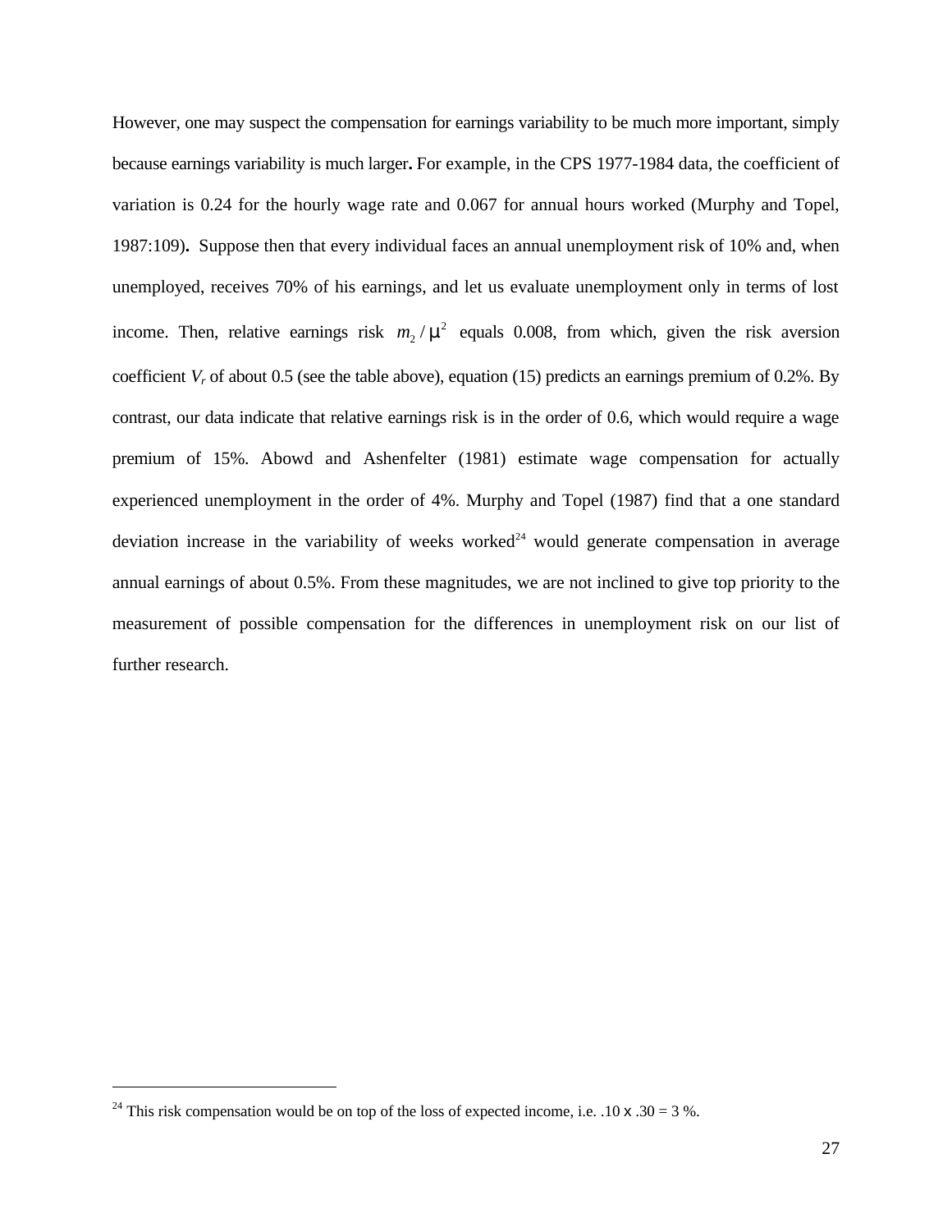However, one may suspect the compensation for earnings variability to be much more important, simply because earnings variability is much larger**.** For example, in the CPS 1977-1984 data, the coefficient of variation is 0.24 for the hourly wage rate and 0.067 for annual hours worked (Murphy and Topel, 1987:109)**.** Suppose then that every individual faces an annual unemployment risk of 10% and, when unemployed, receives 70% of his earnings, and let us evaluate unemployment only in terms of lost income. Then, relative earnings risk $m_2 / \mu^2$ equals 0.008, from which, given the risk aversion coefficient $V_r$ of about 0.5 (see the table above), equation (15) predicts an earnings premium of 0.2%. By contrast, our data indicate that relative earnings risk is in the order of 0.6, which would require a wage premium of 15%. Abowd and Ashenfelter (1981) estimate wage compensation for actually experienced unemployment in the order of 4%. Murphy and Topel (1987) find that a one standard deviation increase in the variability of weeks worked[24] would generate compensation in average annual earnings of about 0.5%. From these magnitudes, we are not inclined to give top priority to the measurement of possible compensation for the differences in unemployment risk on our list of further research.

[24] This risk compensation would be on top of the loss of expected income, i.e. .10 x .30 = 3 %.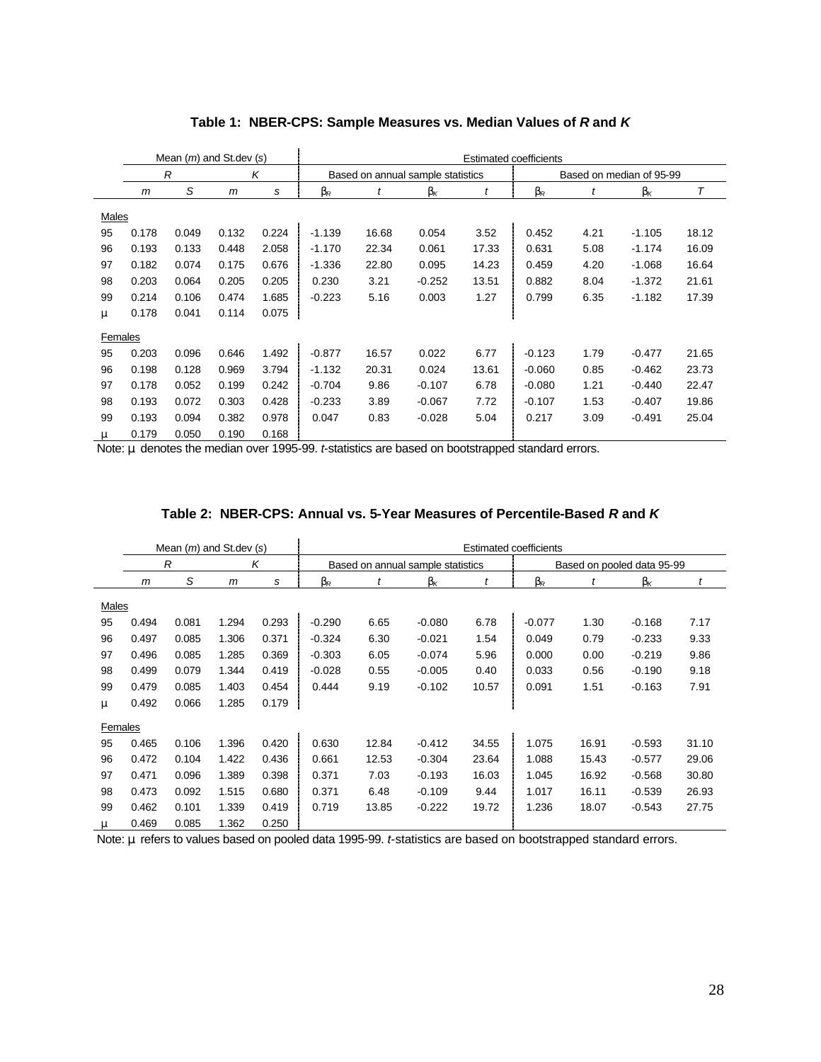**Table 1: NBER-CPS: Sample Measures vs. Median Values of *R* and *K***

| | Mean (*m*) and St.dev (*s*) | | | | Estimated coefficients | | | | | | | |
|---|---|---|---|---|---|---|---|---|---|---|---|---|
| | *R* | | *K* | | Based on annual sample statistics | | | | Based on median of 95-99 | | | |
| | *m* | *S* | *m* | *s* | $\beta_R$ | *t* | $\beta_K$ | *t* | $\beta_R$ | *t* | $\beta_K$ | *T* |
| Males | | | | | | | | | | | | |
| 95 | 0.178 | 0.049 | 0.132 | 0.224 | -1.139 | 16.68 | 0.054 | 3.52 | 0.452 | 4.21 | -1.105 | 18.12 |
| 96 | 0.193 | 0.133 | 0.448 | 2.058 | -1.170 | 22.34 | 0.061 | 17.33 | 0.631 | 5.08 | -1.174 | 16.09 |
| 97 | 0.182 | 0.074 | 0.175 | 0.676 | -1.336 | 22.80 | 0.095 | 14.23 | 0.459 | 4.20 | -1.068 | 16.64 |
| 98 | 0.203 | 0.064 | 0.205 | 0.205 | 0.230 | 3.21 | -0.252 | 13.51 | 0.882 | 8.04 | -1.372 | 21.61 |
| 99 | 0.214 | 0.106 | 0.474 | 1.685 | -0.223 | 5.16 | 0.003 | 1.27 | 0.799 | 6.35 | -1.182 | 17.39 |
| $\mu$ | 0.178 | 0.041 | 0.114 | 0.075 | | | | | | | | |
| Females | | | | | | | | | | | | |
| 95 | 0.203 | 0.096 | 0.646 | 1.492 | -0.877 | 16.57 | 0.022 | 6.77 | -0.123 | 1.79 | -0.477 | 21.65 |
| 96 | 0.198 | 0.128 | 0.969 | 3.794 | -1.132 | 20.31 | 0.024 | 13.61 | -0.060 | 0.85 | -0.462 | 23.73 |
| 97 | 0.178 | 0.052 | 0.199 | 0.242 | -0.704 | 9.86 | -0.107 | 6.78 | -0.080 | 1.21 | -0.440 | 22.47 |
| 98 | 0.193 | 0.072 | 0.303 | 0.428 | -0.233 | 3.89 | -0.067 | 7.72 | -0.107 | 1.53 | -0.407 | 19.86 |
| 99 | 0.193 | 0.094 | 0.382 | 0.978 | 0.047 | 0.83 | -0.028 | 5.04 | 0.217 | 3.09 | -0.491 | 25.04 |
| $\mu$ | 0.179 | 0.050 | 0.190 | 0.168 | | | | | | | | |

Note: $\mu$ denotes the median over 1995-99. *t*-statistics are based on bootstrapped standard errors.

**Table 2: NBER-CPS: Annual vs. 5-Year Measures of Percentile-Based *R* and *K***

| | Mean (*m*) and St.dev (*s*) | | | | Estimated coefficients | | | | | | | |
|---|---|---|---|---|---|---|---|---|---|---|---|---|
| | *R* | | *K* | | Based on annual sample statistics | | | | Based on pooled data 95-99 | | | |
| | *m* | *S* | *m* | *s* | $\beta_R$ | *t* | $\beta_K$ | *t* | $\beta_R$ | *t* | $\beta_K$ | *t* |
| Males | | | | | | | | | | | | |
| 95 | 0.494 | 0.081 | 1.294 | 0.293 | -0.290 | 6.65 | -0.080 | 6.78 | -0.077 | 1.30 | -0.168 | 7.17 |
| 96 | 0.497 | 0.085 | 1.306 | 0.371 | -0.324 | 6.30 | -0.021 | 1.54 | 0.049 | 0.79 | -0.233 | 9.33 |
| 97 | 0.496 | 0.085 | 1.285 | 0.369 | -0.303 | 6.05 | -0.074 | 5.96 | 0.000 | 0.00 | -0.219 | 9.86 |
| 98 | 0.499 | 0.079 | 1.344 | 0.419 | -0.028 | 0.55 | -0.005 | 0.40 | 0.033 | 0.56 | -0.190 | 9.18 |
| 99 | 0.479 | 0.085 | 1.403 | 0.454 | 0.444 | 9.19 | -0.102 | 10.57 | 0.091 | 1.51 | -0.163 | 7.91 |
| $\mu$ | 0.492 | 0.066 | 1.285 | 0.179 | | | | | | | | |
| Females | | | | | | | | | | | | |
| 95 | 0.465 | 0.106 | 1.396 | 0.420 | 0.630 | 12.84 | -0.412 | 34.55 | 1.075 | 16.91 | -0.593 | 31.10 |
| 96 | 0.472 | 0.104 | 1.422 | 0.436 | 0.661 | 12.53 | -0.304 | 23.64 | 1.088 | 15.43 | -0.577 | 29.06 |
| 97 | 0.471 | 0.096 | 1.389 | 0.398 | 0.371 | 7.03 | -0.193 | 16.03 | 1.045 | 16.92 | -0.568 | 30.80 |
| 98 | 0.473 | 0.092 | 1.515 | 0.680 | 0.371 | 6.48 | -0.109 | 9.44 | 1.017 | 16.11 | -0.539 | 26.93 |
| 99 | 0.462 | 0.101 | 1.339 | 0.419 | 0.719 | 13.85 | -0.222 | 19.72 | 1.236 | 18.07 | -0.543 | 27.75 |
| $\mu$ | 0.469 | 0.085 | 1.362 | 0.250 | | | | | | | | |

Note: $\mu$ refers to values based on pooled data 1995-99. *t*-statistics are based on bootstrapped standard errors.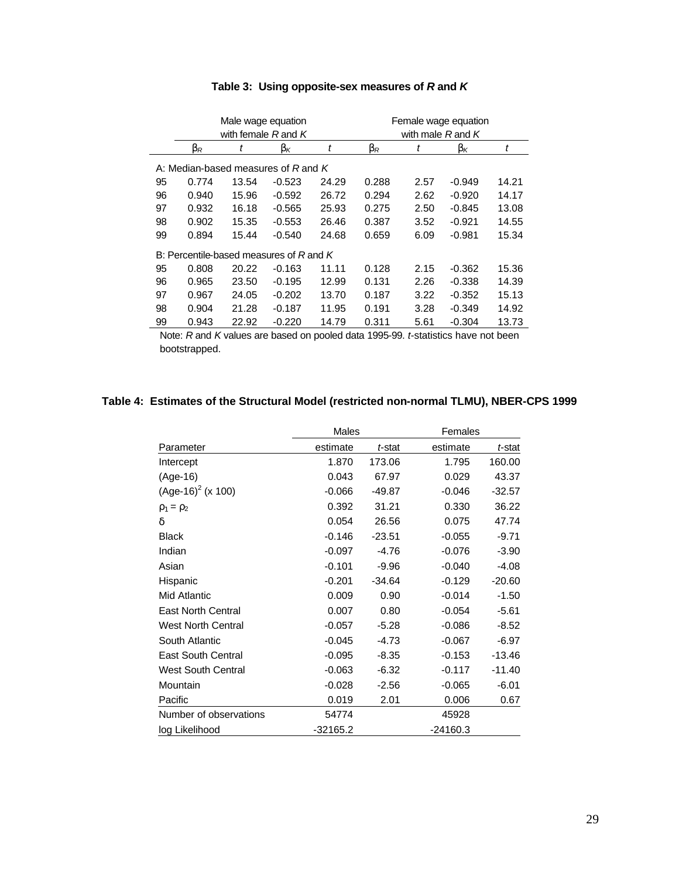**Table 3: Using opposite-sex measures of *R* and *K***

| | Male wage equation with female *R* and *K* | | | | Female wage equation with male *R* and *K* | | | |
|---|---|---|---|---|---|---|---|---|
| | $\beta_R$ | *t* | $\beta_K$ | *t* | $\beta_R$ | *t* | $\beta_K$ | *t* |
| A: Median-based measures of *R* and *K* | | | | | | | | |
| 95 | 0.774 | 13.54 | -0.523 | 24.29 | 0.288 | 2.57 | -0.949 | 14.21 |
| 96 | 0.940 | 15.96 | -0.592 | 26.72 | 0.294 | 2.62 | -0.920 | 14.17 |
| 97 | 0.932 | 16.18 | -0.565 | 25.93 | 0.275 | 2.50 | -0.845 | 13.08 |
| 98 | 0.902 | 15.35 | -0.553 | 26.46 | 0.387 | 3.52 | -0.921 | 14.55 |
| 99 | 0.894 | 15.44 | -0.540 | 24.68 | 0.659 | 6.09 | -0.981 | 15.34 |
| B: Percentile-based measures of *R* and *K* | | | | | | | | |
| 95 | 0.808 | 20.22 | -0.163 | 11.11 | 0.128 | 2.15 | -0.362 | 15.36 |
| 96 | 0.965 | 23.50 | -0.195 | 12.99 | 0.131 | 2.26 | -0.338 | 14.39 |
| 97 | 0.967 | 24.05 | -0.202 | 13.70 | 0.187 | 3.22 | -0.352 | 15.13 |
| 98 | 0.904 | 21.28 | -0.187 | 11.95 | 0.191 | 3.28 | -0.349 | 14.92 |
| 99 | 0.943 | 22.92 | -0.220 | 14.79 | 0.311 | 5.61 | -0.304 | 13.73 |

Note: *R* and *K* values are based on pooled data 1995-99. *t*-statistics have not been bootstrapped.

**Table 4: Estimates of the Structural Model (restricted non-normal TLMU), NBER-CPS 1999**

| | Males | | Females | |
|---|---|---|---|---|
| Parameter | estimate | *t*-stat | estimate | *t*-stat |
| Intercept | 1.870 | 173.06 | 1.795 | 160.00 |
| (Age-16) | 0.043 | 67.97 | 0.029 | 43.37 |
| $(\text{Age-16})^2$ (x 100) | -0.066 | -49.87 | -0.046 | -32.57 |
| $\rho_1 = \rho_2$ | 0.392 | 31.21 | 0.330 | 36.22 |
| $\delta$ | 0.054 | 26.56 | 0.075 | 47.74 |
| Black | -0.146 | -23.51 | -0.055 | -9.71 |
| Indian | -0.097 | -4.76 | -0.076 | -3.90 |
| Asian | -0.101 | -9.96 | -0.040 | -4.08 |
| Hispanic | -0.201 | -34.64 | -0.129 | -20.60 |
| Mid Atlantic | 0.009 | 0.90 | -0.014 | -1.50 |
| East North Central | 0.007 | 0.80 | -0.054 | -5.61 |
| West North Central | -0.057 | -5.28 | -0.086 | -8.52 |
| South Atlantic | -0.045 | -4.73 | -0.067 | -6.97 |
| East South Central | -0.095 | -8.35 | -0.153 | -13.46 |
| West South Central | -0.063 | -6.32 | -0.117 | -11.40 |
| Mountain | -0.028 | -2.56 | -0.065 | -6.01 |
| Pacific | 0.019 | 2.01 | 0.006 | 0.67 |
| Number of observations | 54774 | | 45928 | |
| log Likelihood | -32165.2 | | -24160.3 | |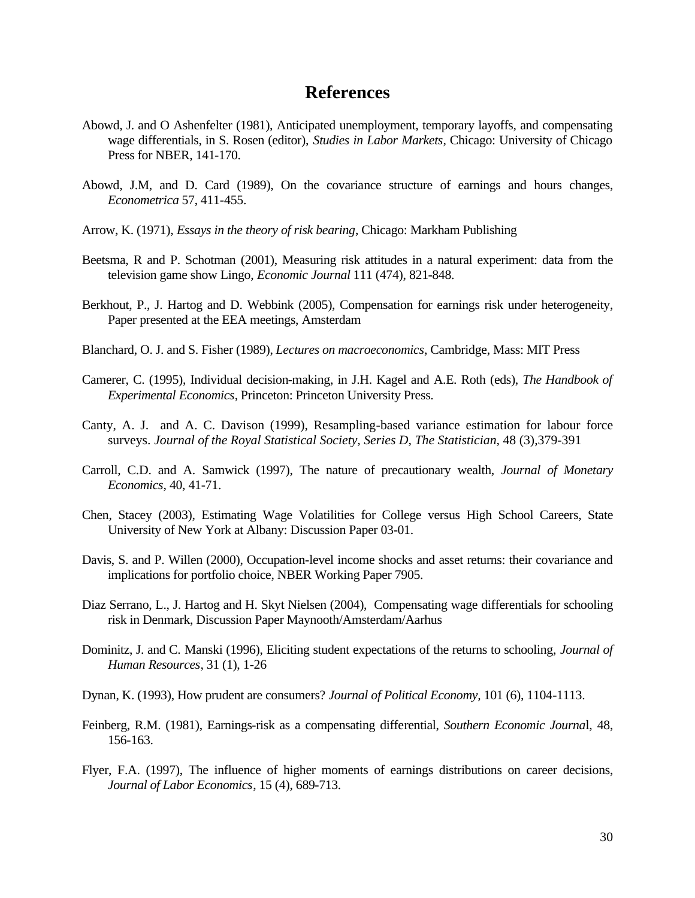# References

Abowd, J. and O Ashenfelter (1981), Anticipated unemployment, temporary layoffs, and compensating wage differentials, in S. Rosen (editor), *Studies in Labor Markets*, Chicago: University of Chicago Press for NBER, 141-170.

Abowd, J.M, and D. Card (1989), On the covariance structure of earnings and hours changes, *Econometrica* 57, 411-455.

Arrow, K. (1971), *Essays in the theory of risk bearing*, Chicago: Markham Publishing

Beetsma, R and P. Schotman (2001), Measuring risk attitudes in a natural experiment: data from the television game show Lingo, *Economic Journal* 111 (474), 821-848.

Berkhout, P., J. Hartog and D. Webbink (2005), Compensation for earnings risk under heterogeneity, Paper presented at the EEA meetings, Amsterdam

Blanchard, O. J. and S. Fisher (1989), *Lectures on macroeconomics*, Cambridge, Mass: MIT Press

Camerer, C. (1995), Individual decision-making, in J.H. Kagel and A.E. Roth (eds), *The Handbook of Experimental Economics*, Princeton: Princeton University Press.

Canty, A. J. and A. C. Davison (1999), Resampling-based variance estimation for labour force surveys. *Journal of the Royal Statistical Society, Series D, The Statistician*, 48 (3),379-391

Carroll, C.D. and A. Samwick (1997), The nature of precautionary wealth, *Journal of Monetary Economics*, 40, 41-71.

Chen, Stacey (2003), Estimating Wage Volatilities for College versus High School Careers, State University of New York at Albany: Discussion Paper 03-01.

Davis, S. and P. Willen (2000), Occupation-level income shocks and asset returns: their covariance and implications for portfolio choice, NBER Working Paper 7905.

Diaz Serrano, L., J. Hartog and H. Skyt Nielsen (2004), Compensating wage differentials for schooling risk in Denmark, Discussion Paper Maynooth/Amsterdam/Aarhus

Dominitz, J. and C. Manski (1996), Eliciting student expectations of the returns to schooling, *Journal of Human Resources*, 31 (1), 1-26

Dynan, K. (1993), How prudent are consumers? *Journal of Political Economy*, 101 (6), 1104-1113.

Feinberg, R.M. (1981), Earnings-risk as a compensating differential, *Southern Economic Journal*, 48, 156-163.

Flyer, F.A. (1997), The influence of higher moments of earnings distributions on career decisions, *Journal of Labor Economics*, 15 (4), 689-713.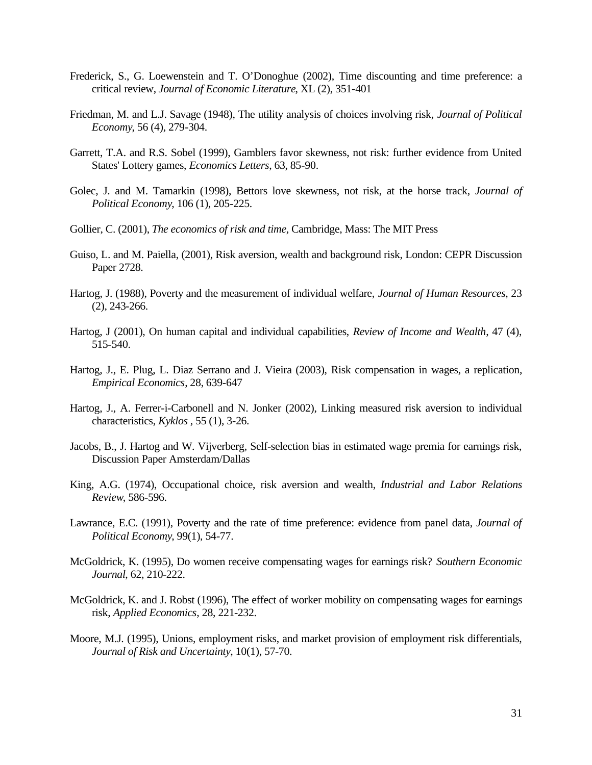Frederick, S., G. Loewenstein and T. O'Donoghue (2002), Time discounting and time preference: a critical review, *Journal of Economic Literature*, XL (2), 351-401

Friedman, M. and L.J. Savage (1948), The utility analysis of choices involving risk, *Journal of Political Economy*, 56 (4), 279-304.

Garrett, T.A. and R.S. Sobel (1999), Gamblers favor skewness, not risk: further evidence from United States' Lottery games, *Economics Letters*, 63, 85-90.

Golec, J. and M. Tamarkin (1998), Bettors love skewness, not risk, at the horse track, *Journal of Political Economy*, 106 (1), 205-225.

Gollier, C. (2001), *The economics of risk and time*, Cambridge, Mass: The MIT Press

Guiso, L. and M. Paiella, (2001), Risk aversion, wealth and background risk, London: CEPR Discussion Paper 2728.

Hartog, J. (1988), Poverty and the measurement of individual welfare, *Journal of Human Resources*, 23 (2), 243-266.

Hartog, J (2001), On human capital and individual capabilities, *Review of Income and Wealth*, 47 (4), 515-540.

Hartog, J., E. Plug, L. Diaz Serrano and J. Vieira (2003), Risk compensation in wages, a replication, *Empirical Economics*, 28, 639-647

Hartog, J., A. Ferrer-i-Carbonell and N. Jonker (2002), Linking measured risk aversion to individual characteristics, *Kyklos* , 55 (1), 3-26.

Jacobs, B., J. Hartog and W. Vijverberg, Self-selection bias in estimated wage premia for earnings risk, Discussion Paper Amsterdam/Dallas

King, A.G. (1974), Occupational choice, risk aversion and wealth, *Industrial and Labor Relations Review*, 586-596.

Lawrance, E.C. (1991), Poverty and the rate of time preference: evidence from panel data, *Journal of Political Economy*, 99(1), 54-77.

McGoldrick, K. (1995), Do women receive compensating wages for earnings risk? *Southern Economic Journal*, 62, 210-222.

McGoldrick, K. and J. Robst (1996), The effect of worker mobility on compensating wages for earnings risk, *Applied Economics*, 28, 221-232.

Moore, M.J. (1995), Unions, employment risks, and market provision of employment risk differentials, *Journal of Risk and Uncertainty*, 10(1), 57-70.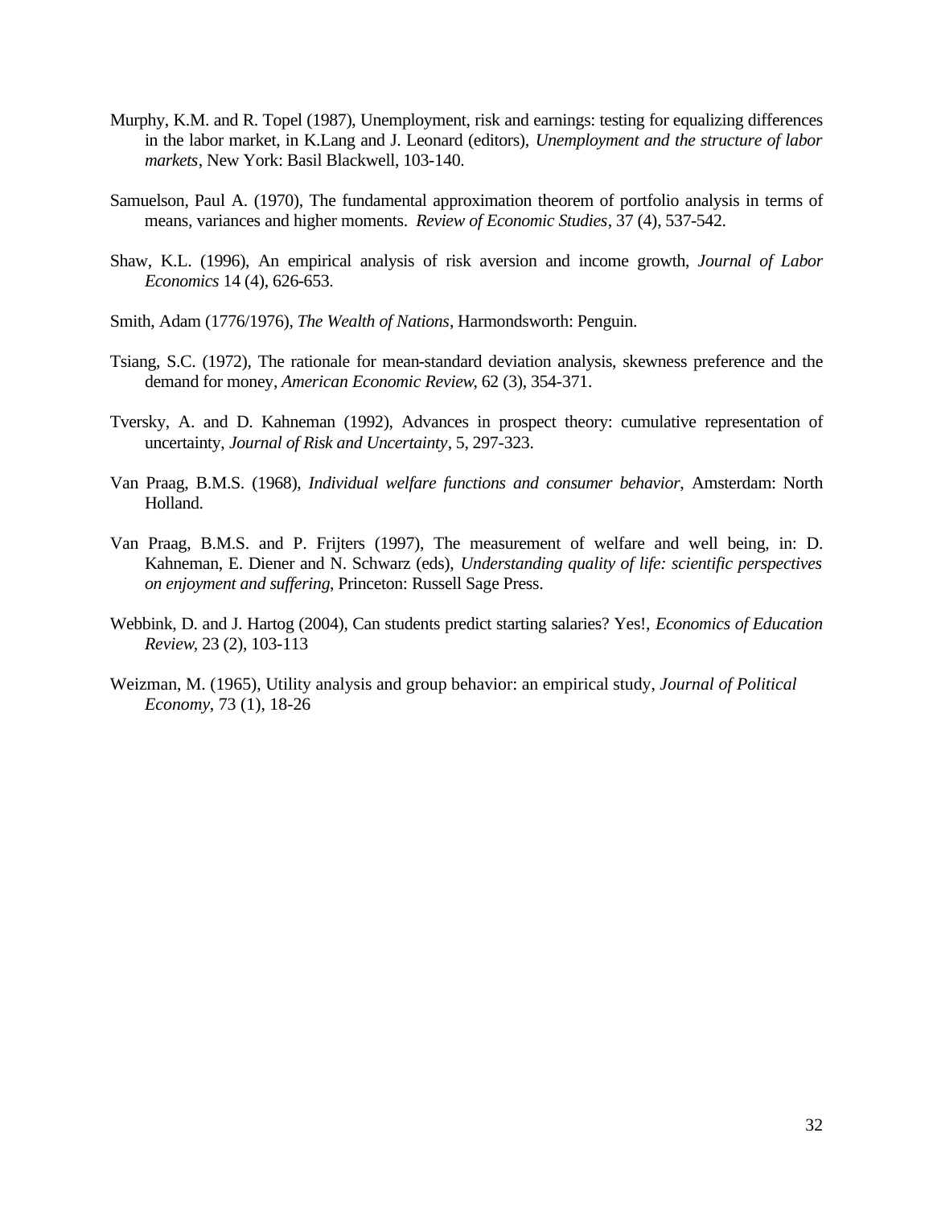Murphy, K.M. and R. Topel (1987), Unemployment, risk and earnings: testing for equalizing differences in the labor market, in K.Lang and J. Leonard (editors), *Unemployment and the structure of labor markets*, New York: Basil Blackwell, 103-140.

Samuelson, Paul A. (1970), The fundamental approximation theorem of portfolio analysis in terms of means, variances and higher moments. *Review of Economic Studies*, 37 (4), 537-542.

Shaw, K.L. (1996), An empirical analysis of risk aversion and income growth, *Journal of Labor Economics* 14 (4), 626-653.

Smith, Adam (1776/1976), *The Wealth of Nations*, Harmondsworth: Penguin.

Tsiang, S.C. (1972), The rationale for mean-standard deviation analysis, skewness preference and the demand for money, *American Economic Review*, 62 (3), 354-371.

Tversky, A. and D. Kahneman (1992), Advances in prospect theory: cumulative representation of uncertainty, *Journal of Risk and Uncertainty*, 5, 297-323.

Van Praag, B.M.S. (1968), *Individual welfare functions and consumer behavior*, Amsterdam: North Holland.

Van Praag, B.M.S. and P. Frijters (1997), The measurement of welfare and well being, in: D. Kahneman, E. Diener and N. Schwarz (eds), *Understanding quality of life: scientific perspectives on enjoyment and suffering*, Princeton: Russell Sage Press.

Webbink, D. and J. Hartog (2004), Can students predict starting salaries? Yes!, *Economics of Education Review*, 23 (2), 103-113

Weizman, M. (1965), Utility analysis and group behavior: an empirical study, *Journal of Political Economy*, 73 (1), 18-26